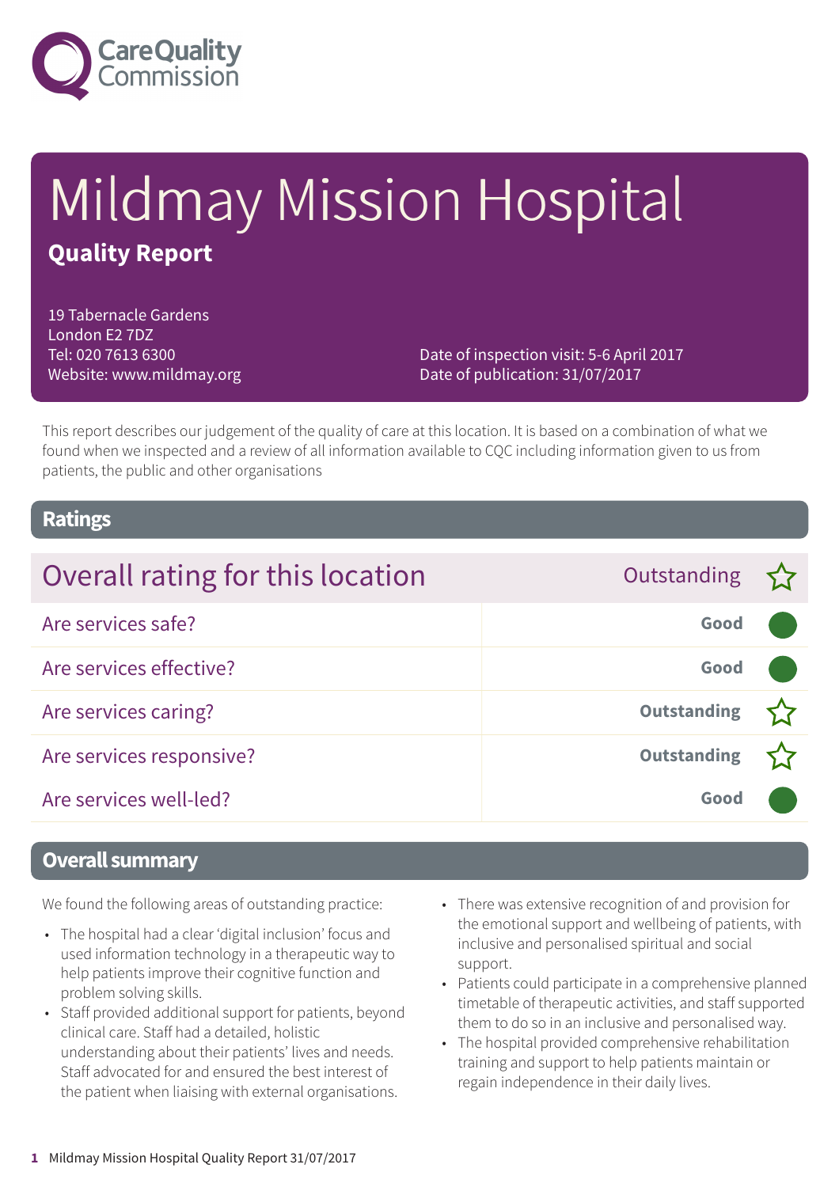# Mildmay Mission Hospital

## Quality Report

19 Tabernacle Gardens
London E2 7DZ
Tel: 020 7613 6300
Website: www.mildmay.org

Date of inspection visit: 5-6 April 2017
Date of publication: 31/07/2017

This report describes our judgement of the quality of care at this location. It is based on a combination of what we found when we inspected and a review of all information available to CQC including information given to us from patients, the public and other organisations

## Ratings

| Overall rating for this location | Outstanding ☆ |
| --- | --- |
| Are services safe? | Good |
| Are services effective? | Good |
| Are services caring? | Outstanding ☆ |
| Are services responsive? | Outstanding ☆ |
| Are services well-led? | Good |

## Overall summary

We found the following areas of outstanding practice:

- The hospital had a clear 'digital inclusion' focus and used information technology in a therapeutic way to help patients improve their cognitive function and problem solving skills.
- Staff provided additional support for patients, beyond clinical care. Staff had a detailed, holistic understanding about their patients' lives and needs. Staff advocated for and ensured the best interest of the patient when liaising with external organisations.
- There was extensive recognition of and provision for the emotional support and wellbeing of patients, with inclusive and personalised spiritual and social support.
- Patients could participate in a comprehensive planned timetable of therapeutic activities, and staff supported them to do so in an inclusive and personalised way.
- The hospital provided comprehensive rehabilitation training and support to help patients maintain or regain independence in their daily lives.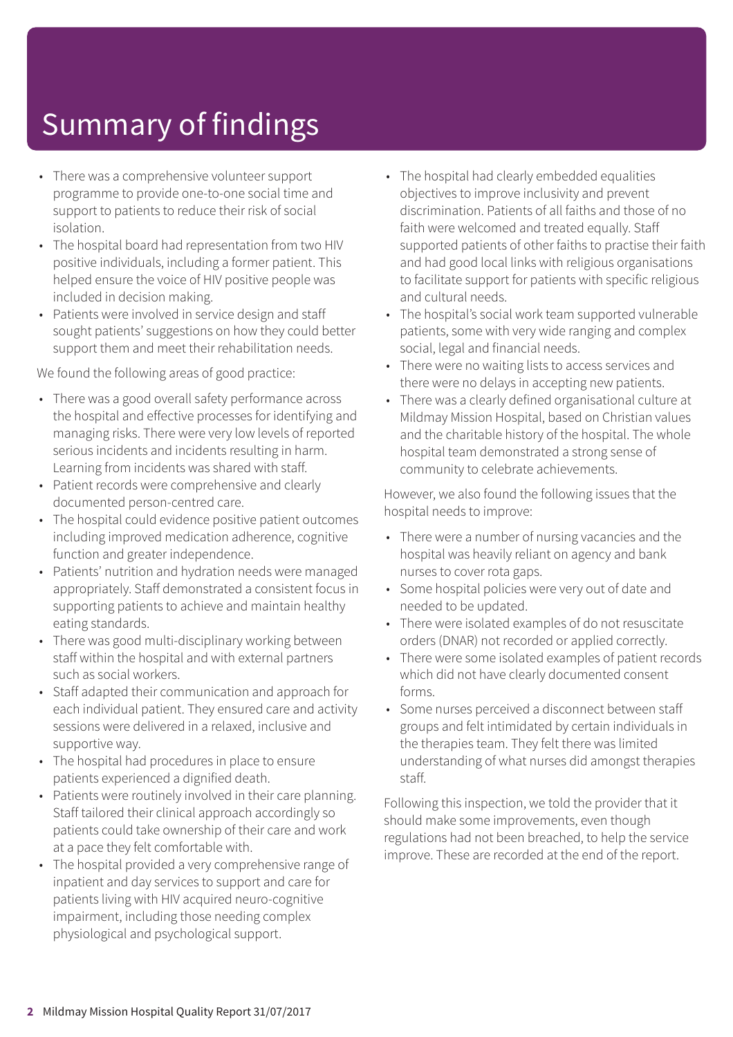# Summary of findings

- There was a comprehensive volunteer support programme to provide one-to-one social time and support to patients to reduce their risk of social isolation.
- The hospital board had representation from two HIV positive individuals, including a former patient. This helped ensure the voice of HIV positive people was included in decision making.
- Patients were involved in service design and staff sought patients' suggestions on how they could better support them and meet their rehabilitation needs.

We found the following areas of good practice:

- There was a good overall safety performance across the hospital and effective processes for identifying and managing risks. There were very low levels of reported serious incidents and incidents resulting in harm. Learning from incidents was shared with staff.
- Patient records were comprehensive and clearly documented person-centred care.
- The hospital could evidence positive patient outcomes including improved medication adherence, cognitive function and greater independence.
- Patients' nutrition and hydration needs were managed appropriately. Staff demonstrated a consistent focus in supporting patients to achieve and maintain healthy eating standards.
- There was good multi-disciplinary working between staff within the hospital and with external partners such as social workers.
- Staff adapted their communication and approach for each individual patient. They ensured care and activity sessions were delivered in a relaxed, inclusive and supportive way.
- The hospital had procedures in place to ensure patients experienced a dignified death.
- Patients were routinely involved in their care planning. Staff tailored their clinical approach accordingly so patients could take ownership of their care and work at a pace they felt comfortable with.
- The hospital provided a very comprehensive range of inpatient and day services to support and care for patients living with HIV acquired neuro-cognitive impairment, including those needing complex physiological and psychological support.
- The hospital had clearly embedded equalities objectives to improve inclusivity and prevent discrimination. Patients of all faiths and those of no faith were welcomed and treated equally. Staff supported patients of other faiths to practise their faith and had good local links with religious organisations to facilitate support for patients with specific religious and cultural needs.
- The hospital's social work team supported vulnerable patients, some with very wide ranging and complex social, legal and financial needs.
- There were no waiting lists to access services and there were no delays in accepting new patients.
- There was a clearly defined organisational culture at Mildmay Mission Hospital, based on Christian values and the charitable history of the hospital. The whole hospital team demonstrated a strong sense of community to celebrate achievements.

However, we also found the following issues that the hospital needs to improve:

- There were a number of nursing vacancies and the hospital was heavily reliant on agency and bank nurses to cover rota gaps.
- Some hospital policies were very out of date and needed to be updated.
- There were isolated examples of do not resuscitate orders (DNAR) not recorded or applied correctly.
- There were some isolated examples of patient records which did not have clearly documented consent forms.
- Some nurses perceived a disconnect between staff groups and felt intimidated by certain individuals in the therapies team. They felt there was limited understanding of what nurses did amongst therapies staff.

Following this inspection, we told the provider that it should make some improvements, even though regulations had not been breached, to help the service improve. These are recorded at the end of the report.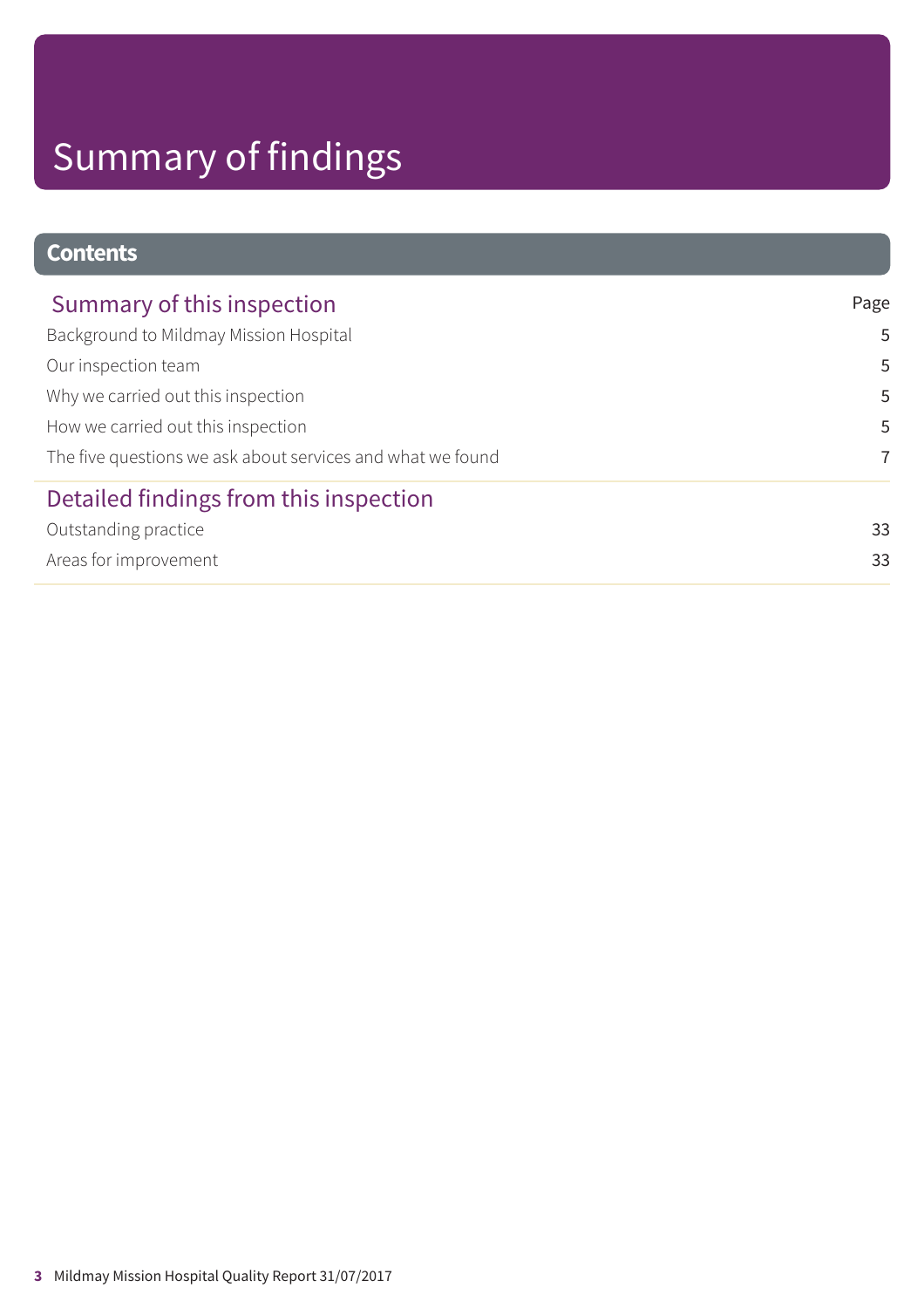# Summary of findings

## Contents

| Summary of this inspection | Page |
|---|---|
| Background to Mildmay Mission Hospital | 5 |
| Our inspection team | 5 |
| Why we carried out this inspection | 5 |
| How we carried out this inspection | 5 |
| The five questions we ask about services and what we found | 7 |
| **Detailed findings from this inspection** | |
| Outstanding practice | 33 |
| Areas for improvement | 33 |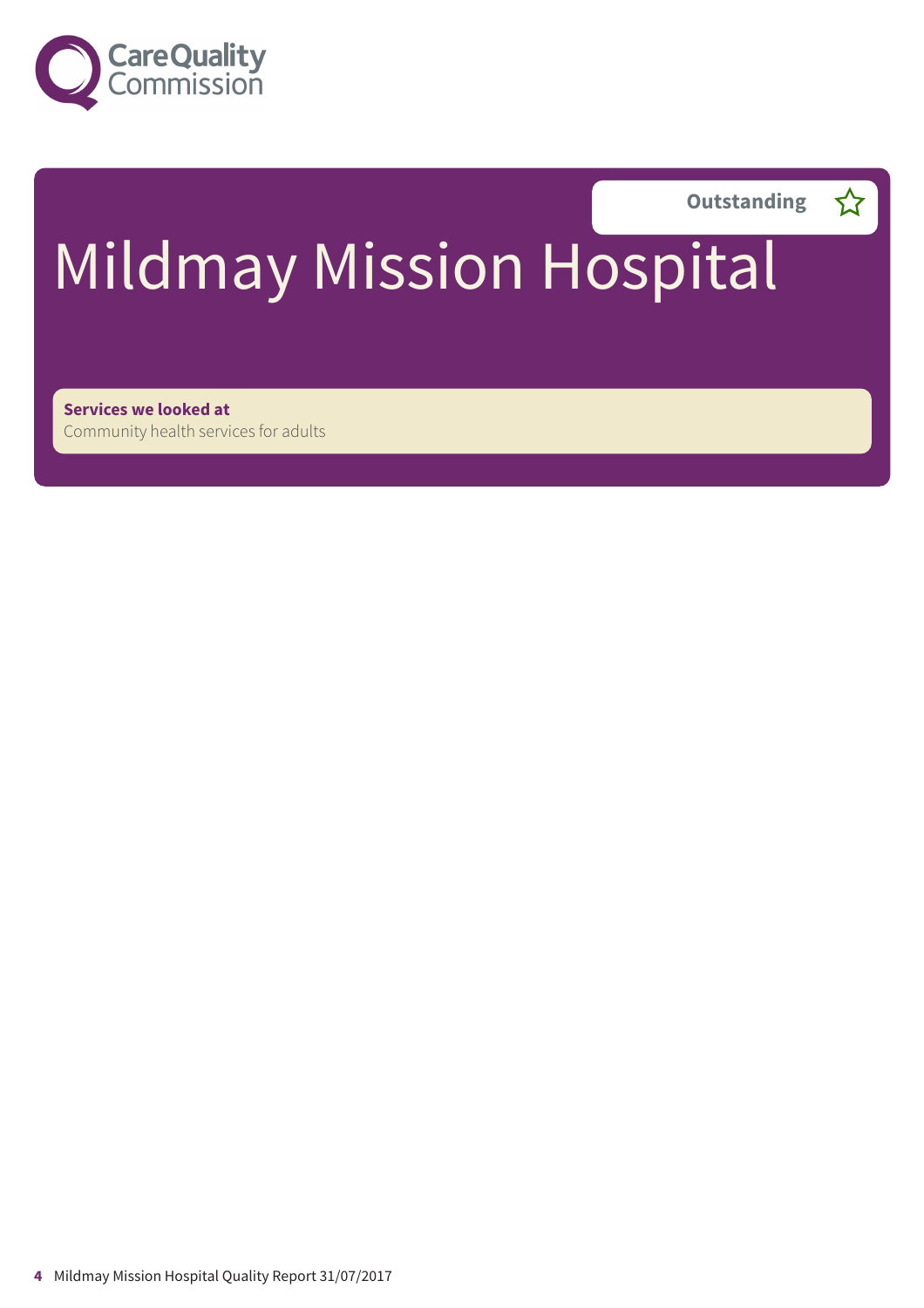Outstanding ☆

# Mildmay Mission Hospital

**Services we looked at**
Community health services for adults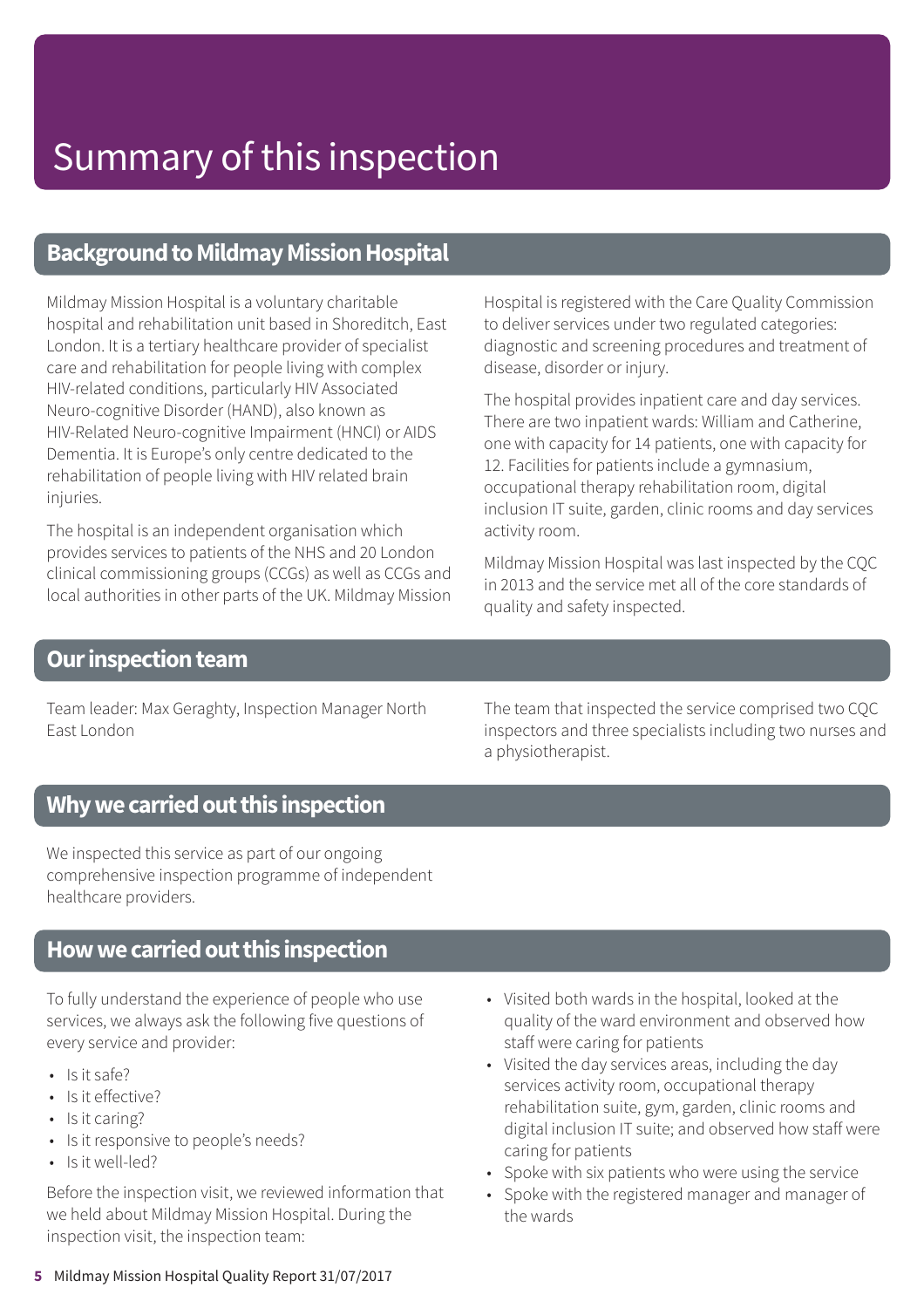# Summary of this inspection

## Background to Mildmay Mission Hospital

Mildmay Mission Hospital is a voluntary charitable hospital and rehabilitation unit based in Shoreditch, East London. It is a tertiary healthcare provider of specialist care and rehabilitation for people living with complex HIV-related conditions, particularly HIV Associated Neuro-cognitive Disorder (HAND), also known as HIV-Related Neuro-cognitive Impairment (HNCI) or AIDS Dementia. It is Europe's only centre dedicated to the rehabilitation of people living with HIV related brain injuries.

The hospital is an independent organisation which provides services to patients of the NHS and 20 London clinical commissioning groups (CCGs) as well as CCGs and local authorities in other parts of the UK. Mildmay Mission Hospital is registered with the Care Quality Commission to deliver services under two regulated categories: diagnostic and screening procedures and treatment of disease, disorder or injury.

The hospital provides inpatient care and day services. There are two inpatient wards: William and Catherine, one with capacity for 14 patients, one with capacity for 12. Facilities for patients include a gymnasium, occupational therapy rehabilitation room, digital inclusion IT suite, garden, clinic rooms and day services activity room.

Mildmay Mission Hospital was last inspected by the CQC in 2013 and the service met all of the core standards of quality and safety inspected.

## Our inspection team

Team leader: Max Geraghty, Inspection Manager North East London

The team that inspected the service comprised two CQC inspectors and three specialists including two nurses and a physiotherapist.

## Why we carried out this inspection

We inspected this service as part of our ongoing comprehensive inspection programme of independent healthcare providers.

## How we carried out this inspection

To fully understand the experience of people who use services, we always ask the following five questions of every service and provider:

- Is it safe?
- Is it effective?
- Is it caring?
- Is it responsive to people's needs?
- Is it well-led?

Before the inspection visit, we reviewed information that we held about Mildmay Mission Hospital. During the inspection visit, the inspection team:

- Visited both wards in the hospital, looked at the quality of the ward environment and observed how staff were caring for patients
- Visited the day services areas, including the day services activity room, occupational therapy rehabilitation suite, gym, garden, clinic rooms and digital inclusion IT suite; and observed how staff were caring for patients
- Spoke with six patients who were using the service
- Spoke with the registered manager and manager of the wards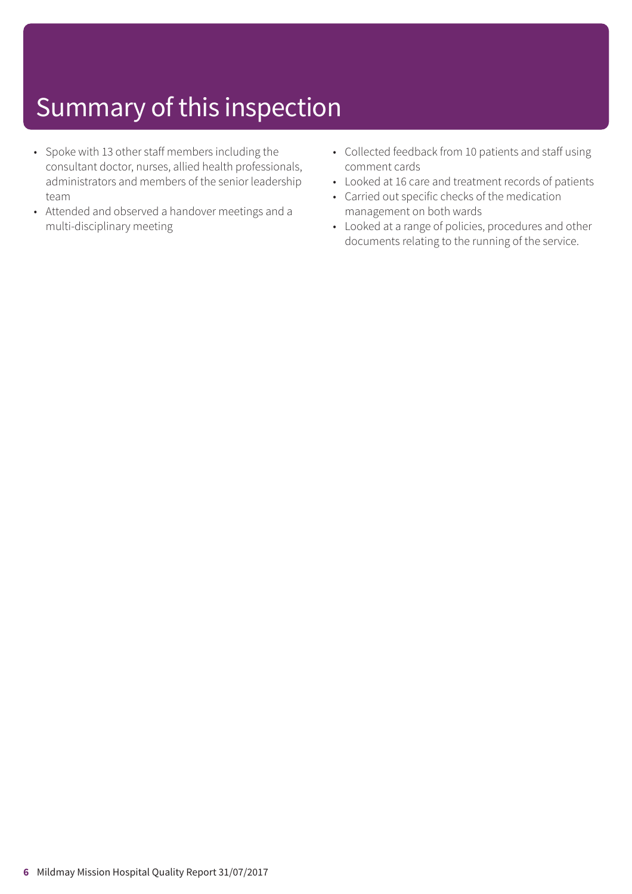# Summary of this inspection

- Spoke with 13 other staff members including the consultant doctor, nurses, allied health professionals, administrators and members of the senior leadership team
- Attended and observed a handover meetings and a multi-disciplinary meeting
- Collected feedback from 10 patients and staff using comment cards
- Looked at 16 care and treatment records of patients
- Carried out specific checks of the medication management on both wards
- Looked at a range of policies, procedures and other documents relating to the running of the service.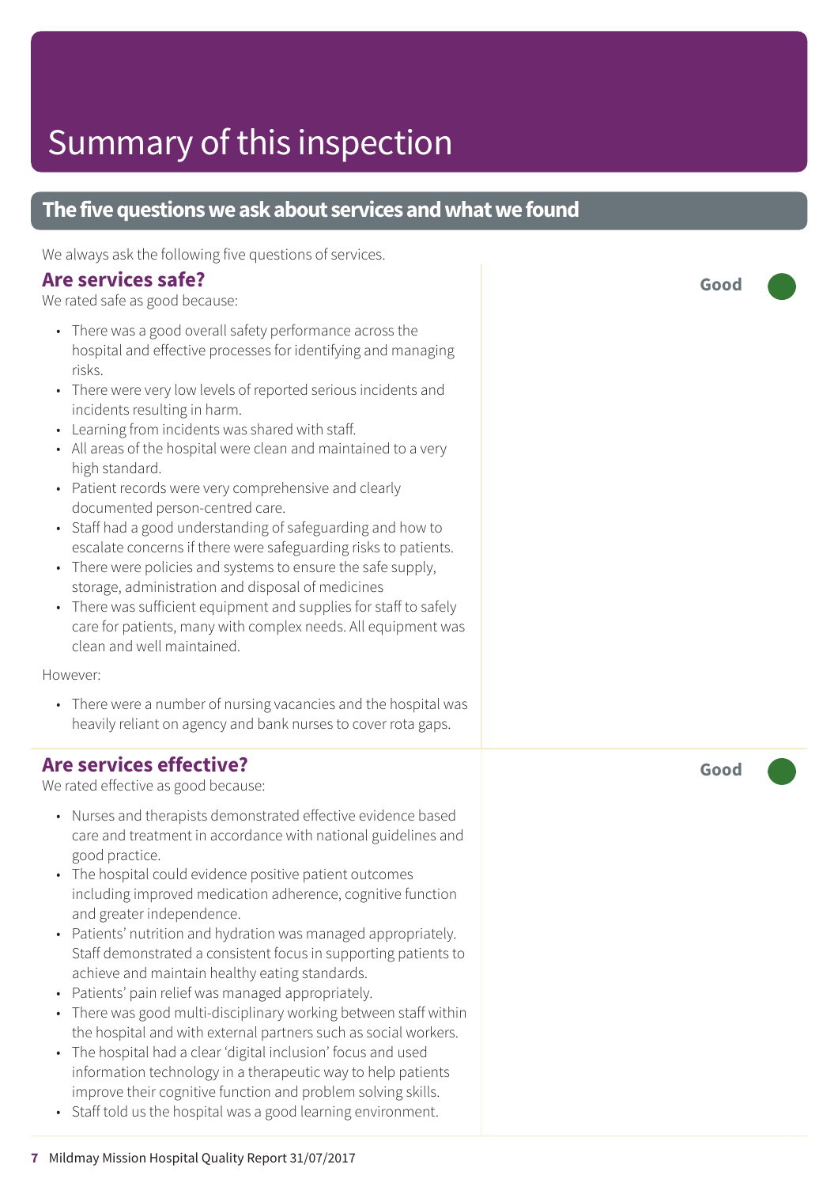# Summary of this inspection

## The five questions we ask about services and what we found

We always ask the following five questions of services.

### Are services safe?

**Good**

We rated safe as good because:

- There was a good overall safety performance across the hospital and effective processes for identifying and managing risks.
- There were very low levels of reported serious incidents and incidents resulting in harm.
- Learning from incidents was shared with staff.
- All areas of the hospital were clean and maintained to a very high standard.
- Patient records were very comprehensive and clearly documented person-centred care.
- Staff had a good understanding of safeguarding and how to escalate concerns if there were safeguarding risks to patients.
- There were policies and systems to ensure the safe supply, storage, administration and disposal of medicines
- There was sufficient equipment and supplies for staff to safely care for patients, many with complex needs. All equipment was clean and well maintained.

However:

- There were a number of nursing vacancies and the hospital was heavily reliant on agency and bank nurses to cover rota gaps.

### Are services effective?

**Good**

We rated effective as good because:

- Nurses and therapists demonstrated effective evidence based care and treatment in accordance with national guidelines and good practice.
- The hospital could evidence positive patient outcomes including improved medication adherence, cognitive function and greater independence.
- Patients' nutrition and hydration was managed appropriately. Staff demonstrated a consistent focus in supporting patients to achieve and maintain healthy eating standards.
- Patients' pain relief was managed appropriately.
- There was good multi-disciplinary working between staff within the hospital and with external partners such as social workers.
- The hospital had a clear 'digital inclusion' focus and used information technology in a therapeutic way to help patients improve their cognitive function and problem solving skills.
- Staff told us the hospital was a good learning environment.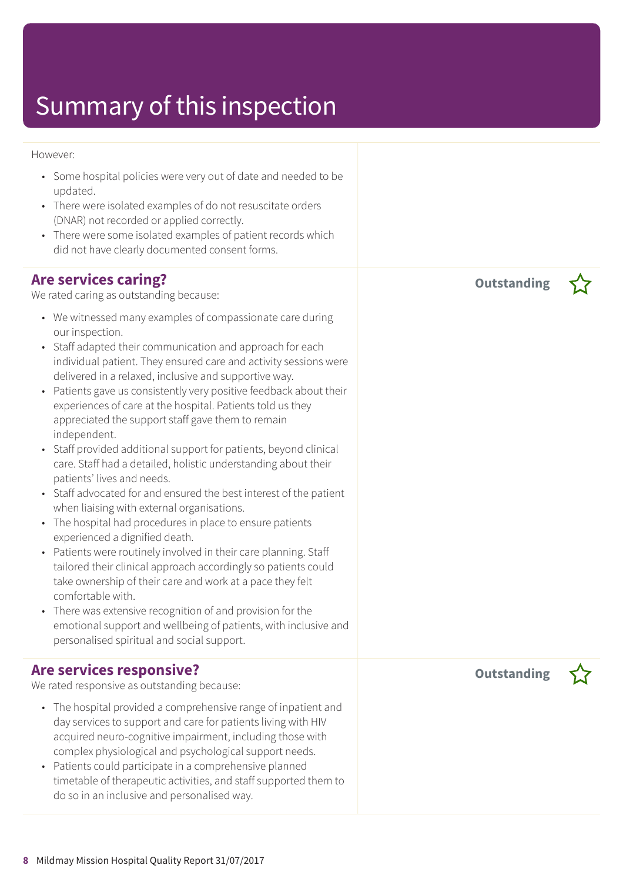# Summary of this inspection

However:

- Some hospital policies were very out of date and needed to be updated.
- There were isolated examples of do not resuscitate orders (DNAR) not recorded or applied correctly.
- There were some isolated examples of patient records which did not have clearly documented consent forms.

## Are services caring?

**Outstanding** ☆

We rated caring as outstanding because:

- We witnessed many examples of compassionate care during our inspection.
- Staff adapted their communication and approach for each individual patient. They ensured care and activity sessions were delivered in a relaxed, inclusive and supportive way.
- Patients gave us consistently very positive feedback about their experiences of care at the hospital. Patients told us they appreciated the support staff gave them to remain independent.
- Staff provided additional support for patients, beyond clinical care. Staff had a detailed, holistic understanding about their patients' lives and needs.
- Staff advocated for and ensured the best interest of the patient when liaising with external organisations.
- The hospital had procedures in place to ensure patients experienced a dignified death.
- Patients were routinely involved in their care planning. Staff tailored their clinical approach accordingly so patients could take ownership of their care and work at a pace they felt comfortable with.
- There was extensive recognition of and provision for the emotional support and wellbeing of patients, with inclusive and personalised spiritual and social support.

## Are services responsive?

**Outstanding** ☆

We rated responsive as outstanding because:

- The hospital provided a comprehensive range of inpatient and day services to support and care for patients living with HIV acquired neuro-cognitive impairment, including those with complex physiological and psychological support needs.
- Patients could participate in a comprehensive planned timetable of therapeutic activities, and staff supported them to do so in an inclusive and personalised way.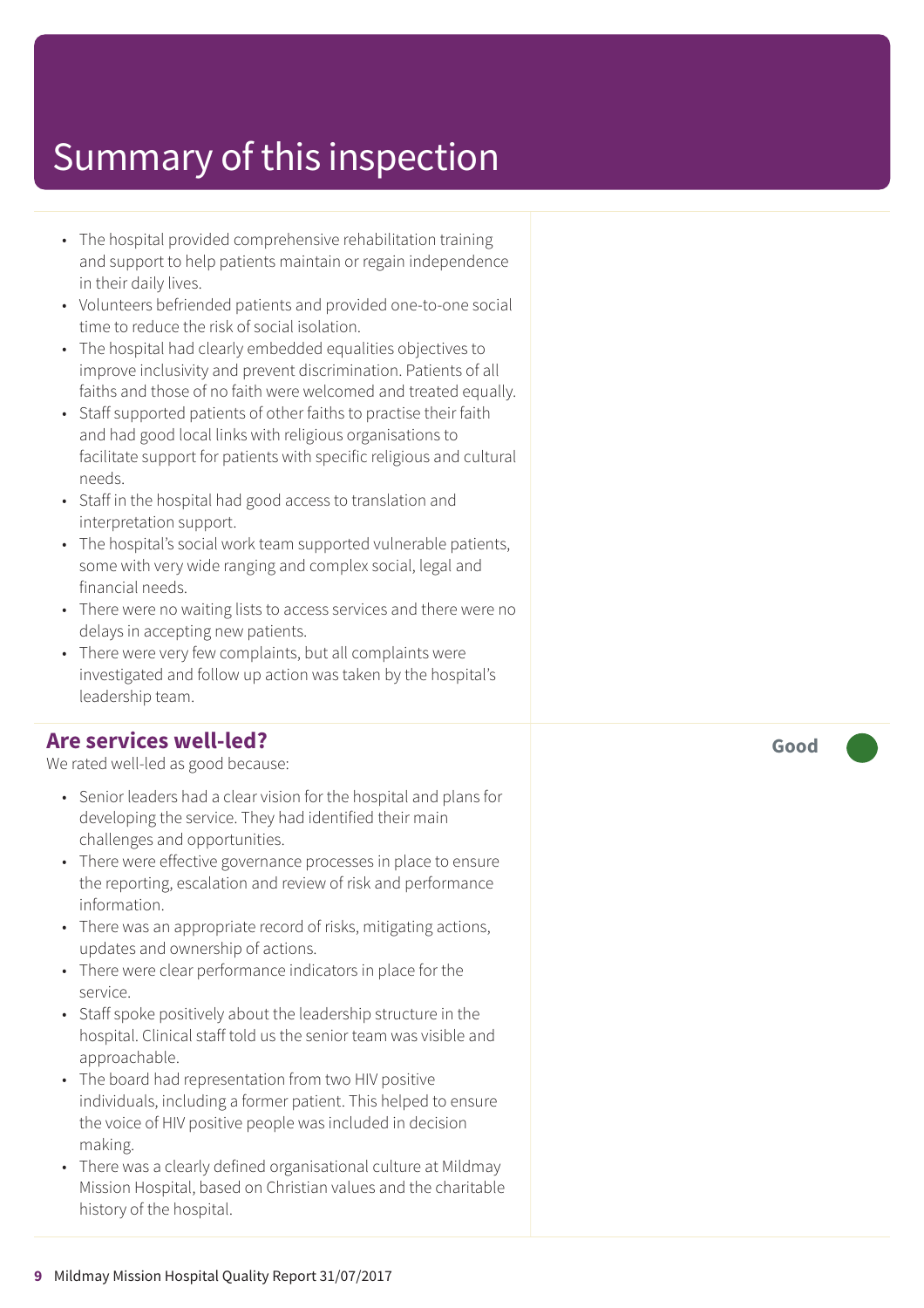# Summary of this inspection

- The hospital provided comprehensive rehabilitation training and support to help patients maintain or regain independence in their daily lives.
- Volunteers befriended patients and provided one-to-one social time to reduce the risk of social isolation.
- The hospital had clearly embedded equalities objectives to improve inclusivity and prevent discrimination. Patients of all faiths and those of no faith were welcomed and treated equally.
- Staff supported patients of other faiths to practise their faith and had good local links with religious organisations to facilitate support for patients with specific religious and cultural needs.
- Staff in the hospital had good access to translation and interpretation support.
- The hospital's social work team supported vulnerable patients, some with very wide ranging and complex social, legal and financial needs.
- There were no waiting lists to access services and there were no delays in accepting new patients.
- There were very few complaints, but all complaints were investigated and follow up action was taken by the hospital's leadership team.

## Are services well-led?

**Good**

We rated well-led as good because:

- Senior leaders had a clear vision for the hospital and plans for developing the service. They had identified their main challenges and opportunities.
- There were effective governance processes in place to ensure the reporting, escalation and review of risk and performance information.
- There was an appropriate record of risks, mitigating actions, updates and ownership of actions.
- There were clear performance indicators in place for the service.
- Staff spoke positively about the leadership structure in the hospital. Clinical staff told us the senior team was visible and approachable.
- The board had representation from two HIV positive individuals, including a former patient. This helped to ensure the voice of HIV positive people was included in decision making.
- There was a clearly defined organisational culture at Mildmay Mission Hospital, based on Christian values and the charitable history of the hospital.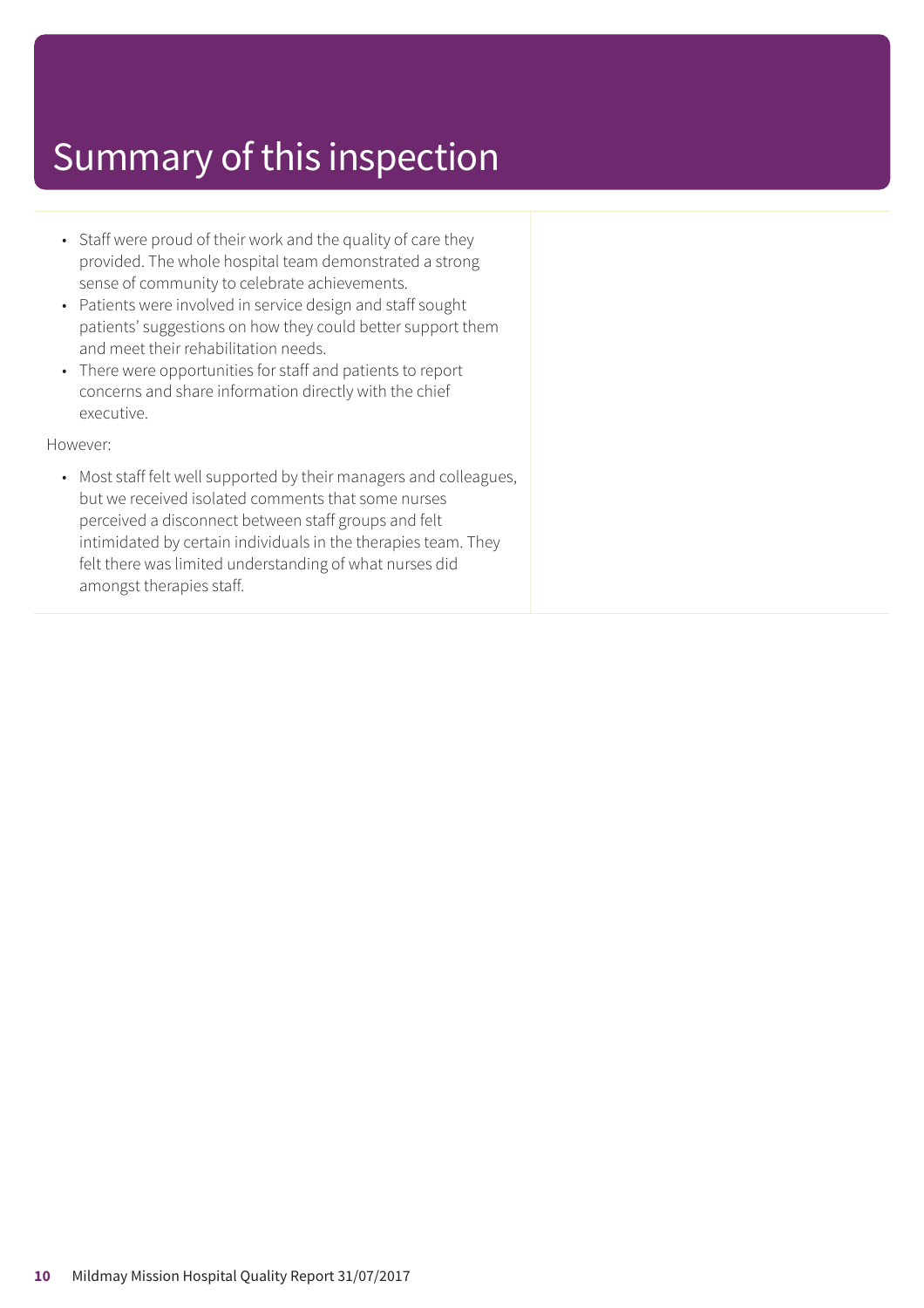# Summary of this inspection

- Staff were proud of their work and the quality of care they provided. The whole hospital team demonstrated a strong sense of community to celebrate achievements.
- Patients were involved in service design and staff sought patients' suggestions on how they could better support them and meet their rehabilitation needs.
- There were opportunities for staff and patients to report concerns and share information directly with the chief executive.

However:

- Most staff felt well supported by their managers and colleagues, but we received isolated comments that some nurses perceived a disconnect between staff groups and felt intimidated by certain individuals in the therapies team. They felt there was limited understanding of what nurses did amongst therapies staff.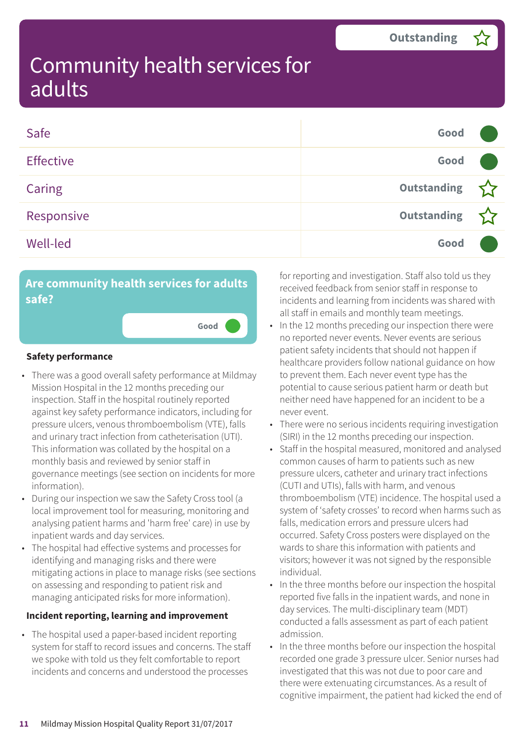# Community health services for adults

Outstanding ☆

| | |
|---|---|
| Safe | Good |
| Effective | Good |
| Caring | Outstanding ☆ |
| Responsive | Outstanding ☆ |
| Well-led | Good |

## Are community health services for adults safe?

Good

### Safety performance

- There was a good overall safety performance at Mildmay Mission Hospital in the 12 months preceding our inspection. Staff in the hospital routinely reported against key safety performance indicators, including for pressure ulcers, venous thromboembolism (VTE), falls and urinary tract infection from catheterisation (UTI). This information was collated by the hospital on a monthly basis and reviewed by senior staff in governance meetings (see section on incidents for more information).
- During our inspection we saw the Safety Cross tool (a local improvement tool for measuring, monitoring and analysing patient harms and 'harm free' care) in use by inpatient wards and day services.
- The hospital had effective systems and processes for identifying and managing risks and there were mitigating actions in place to manage risks (see sections on assessing and responding to patient risk and managing anticipated risks for more information).

### Incident reporting, learning and improvement

- The hospital used a paper-based incident reporting system for staff to record issues and concerns. The staff we spoke with told us they felt comfortable to report incidents and concerns and understood the processes for reporting and investigation. Staff also told us they received feedback from senior staff in response to incidents and learning from incidents was shared with all staff in emails and monthly team meetings.
- In the 12 months preceding our inspection there were no reported never events. Never events are serious patient safety incidents that should not happen if healthcare providers follow national guidance on how to prevent them. Each never event type has the potential to cause serious patient harm or death but neither need have happened for an incident to be a never event.
- There were no serious incidents requiring investigation (SIRI) in the 12 months preceding our inspection.
- Staff in the hospital measured, monitored and analysed common causes of harm to patients such as new pressure ulcers, catheter and urinary tract infections (CUTI and UTIs), falls with harm, and venous thromboembolism (VTE) incidence. The hospital used a system of 'safety crosses' to record when harms such as falls, medication errors and pressure ulcers had occurred. Safety Cross posters were displayed on the wards to share this information with patients and visitors; however it was not signed by the responsible individual.
- In the three months before our inspection the hospital reported five falls in the inpatient wards, and none in day services. The multi-disciplinary team (MDT) conducted a falls assessment as part of each patient admission.
- In the three months before our inspection the hospital recorded one grade 3 pressure ulcer. Senior nurses had investigated that this was not due to poor care and there were extenuating circumstances. As a result of cognitive impairment, the patient had kicked the end of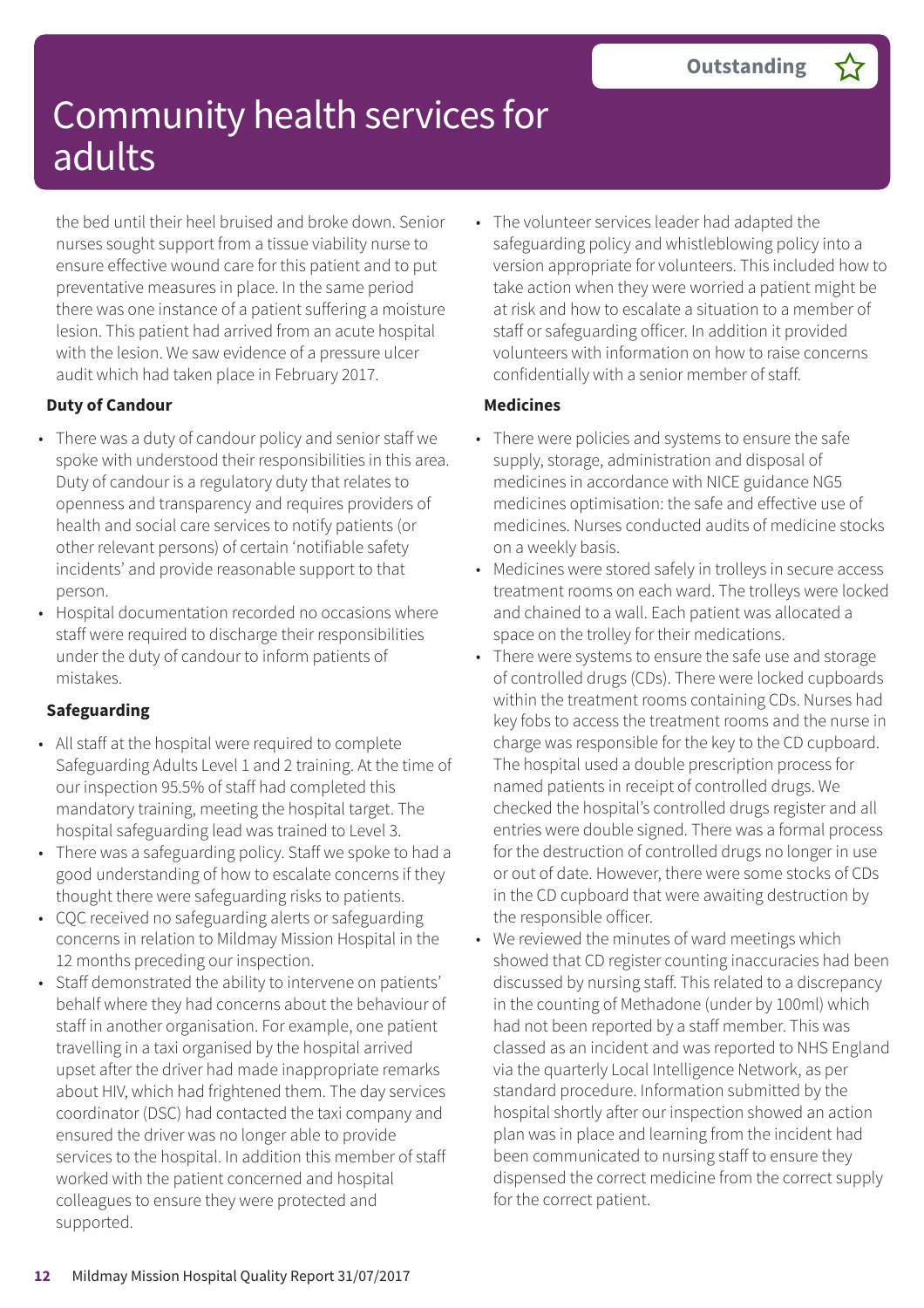# Community health services for adults

**Outstanding**

the bed until their heel bruised and broke down. Senior nurses sought support from a tissue viability nurse to ensure effective wound care for this patient and to put preventative measures in place. In the same period there was one instance of a patient suffering a moisture lesion. This patient had arrived from an acute hospital with the lesion. We saw evidence of a pressure ulcer audit which had taken place in February 2017.

**Duty of Candour**

- There was a duty of candour policy and senior staff we spoke with understood their responsibilities in this area. Duty of candour is a regulatory duty that relates to openness and transparency and requires providers of health and social care services to notify patients (or other relevant persons) of certain 'notifiable safety incidents' and provide reasonable support to that person.
- Hospital documentation recorded no occasions where staff were required to discharge their responsibilities under the duty of candour to inform patients of mistakes.

**Safeguarding**

- All staff at the hospital were required to complete Safeguarding Adults Level 1 and 2 training. At the time of our inspection 95.5% of staff had completed this mandatory training, meeting the hospital target. The hospital safeguarding lead was trained to Level 3.
- There was a safeguarding policy. Staff we spoke to had a good understanding of how to escalate concerns if they thought there were safeguarding risks to patients.
- CQC received no safeguarding alerts or safeguarding concerns in relation to Mildmay Mission Hospital in the 12 months preceding our inspection.
- Staff demonstrated the ability to intervene on patients' behalf where they had concerns about the behaviour of staff in another organisation. For example, one patient travelling in a taxi organised by the hospital arrived upset after the driver had made inappropriate remarks about HIV, which had frightened them. The day services coordinator (DSC) had contacted the taxi company and ensured the driver was no longer able to provide services to the hospital. In addition this member of staff worked with the patient concerned and hospital colleagues to ensure they were protected and supported.
- The volunteer services leader had adapted the safeguarding policy and whistleblowing policy into a version appropriate for volunteers. This included how to take action when they were worried a patient might be at risk and how to escalate a situation to a member of staff or safeguarding officer. In addition it provided volunteers with information on how to raise concerns confidentially with a senior member of staff.

**Medicines**

- There were policies and systems to ensure the safe supply, storage, administration and disposal of medicines in accordance with NICE guidance NG5 medicines optimisation: the safe and effective use of medicines. Nurses conducted audits of medicine stocks on a weekly basis.
- Medicines were stored safely in trolleys in secure access treatment rooms on each ward. The trolleys were locked and chained to a wall. Each patient was allocated a space on the trolley for their medications.
- There were systems to ensure the safe use and storage of controlled drugs (CDs). There were locked cupboards within the treatment rooms containing CDs. Nurses had key fobs to access the treatment rooms and the nurse in charge was responsible for the key to the CD cupboard. The hospital used a double prescription process for named patients in receipt of controlled drugs. We checked the hospital's controlled drugs register and all entries were double signed. There was a formal process for the destruction of controlled drugs no longer in use or out of date. However, there were some stocks of CDs in the CD cupboard that were awaiting destruction by the responsible officer.
- We reviewed the minutes of ward meetings which showed that CD register counting inaccuracies had been discussed by nursing staff. This related to a discrepancy in the counting of Methadone (under by 100ml) which had not been reported by a staff member. This was classed as an incident and was reported to NHS England via the quarterly Local Intelligence Network, as per standard procedure. Information submitted by the hospital shortly after our inspection showed an action plan was in place and learning from the incident had been communicated to nursing staff to ensure they dispensed the correct medicine from the correct supply for the correct patient.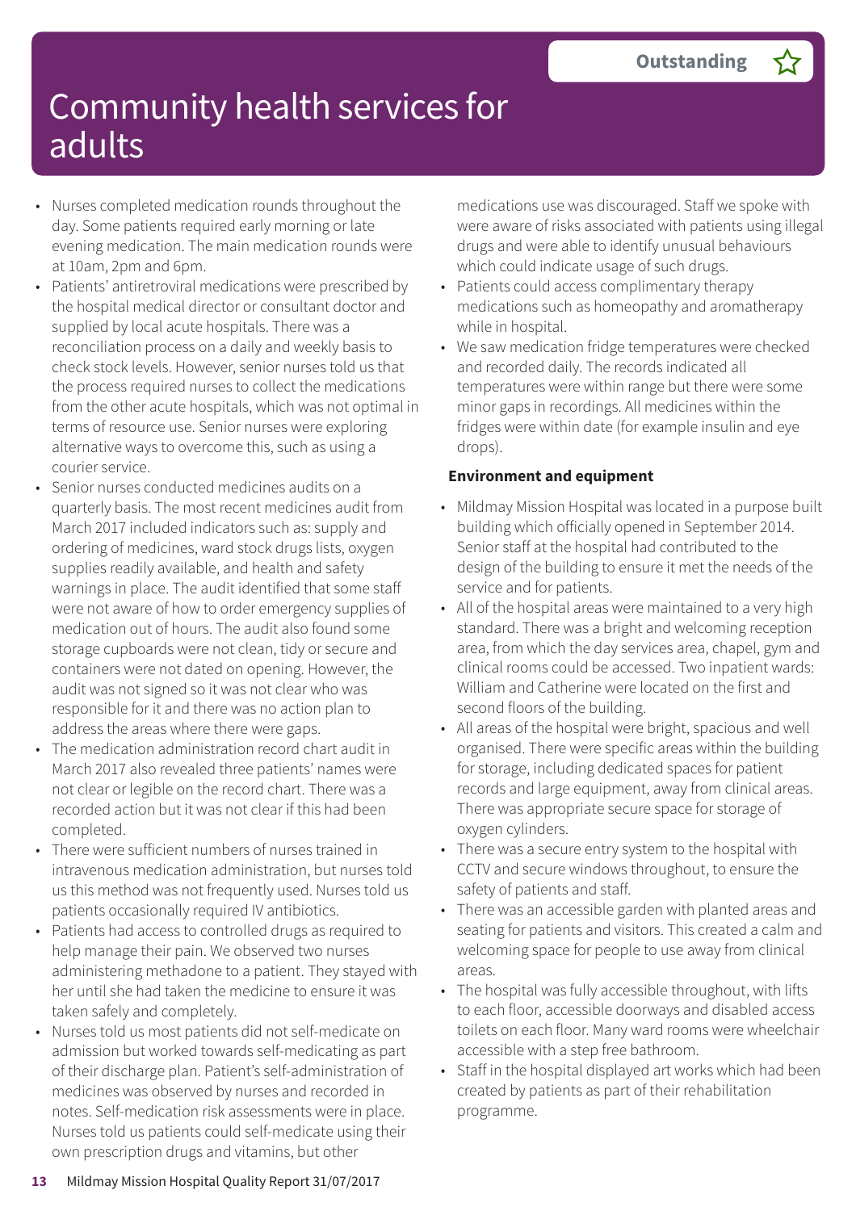Outstanding

# Community health services for adults

- Nurses completed medication rounds throughout the day. Some patients required early morning or late evening medication. The main medication rounds were at 10am, 2pm and 6pm.
- Patients' antiretroviral medications were prescribed by the hospital medical director or consultant doctor and supplied by local acute hospitals. There was a reconciliation process on a daily and weekly basis to check stock levels. However, senior nurses told us that the process required nurses to collect the medications from the other acute hospitals, which was not optimal in terms of resource use. Senior nurses were exploring alternative ways to overcome this, such as using a courier service.
- Senior nurses conducted medicines audits on a quarterly basis. The most recent medicines audit from March 2017 included indicators such as: supply and ordering of medicines, ward stock drugs lists, oxygen supplies readily available, and health and safety warnings in place. The audit identified that some staff were not aware of how to order emergency supplies of medication out of hours. The audit also found some storage cupboards were not clean, tidy or secure and containers were not dated on opening. However, the audit was not signed so it was not clear who was responsible for it and there was no action plan to address the areas where there were gaps.
- The medication administration record chart audit in March 2017 also revealed three patients' names were not clear or legible on the record chart. There was a recorded action but it was not clear if this had been completed.
- There were sufficient numbers of nurses trained in intravenous medication administration, but nurses told us this method was not frequently used. Nurses told us patients occasionally required IV antibiotics.
- Patients had access to controlled drugs as required to help manage their pain. We observed two nurses administering methadone to a patient. They stayed with her until she had taken the medicine to ensure it was taken safely and completely.
- Nurses told us most patients did not self-medicate on admission but worked towards self-medicating as part of their discharge plan. Patient's self-administration of medicines was observed by nurses and recorded in notes. Self-medication risk assessments were in place. Nurses told us patients could self-medicate using their own prescription drugs and vitamins, but other medications use was discouraged. Staff we spoke with were aware of risks associated with patients using illegal drugs and were able to identify unusual behaviours which could indicate usage of such drugs.
- Patients could access complimentary therapy medications such as homeopathy and aromatherapy while in hospital.
- We saw medication fridge temperatures were checked and recorded daily. The records indicated all temperatures were within range but there were some minor gaps in recordings. All medicines within the fridges were within date (for example insulin and eye drops).

**Environment and equipment**

- Mildmay Mission Hospital was located in a purpose built building which officially opened in September 2014. Senior staff at the hospital had contributed to the design of the building to ensure it met the needs of the service and for patients.
- All of the hospital areas were maintained to a very high standard. There was a bright and welcoming reception area, from which the day services area, chapel, gym and clinical rooms could be accessed. Two inpatient wards: William and Catherine were located on the first and second floors of the building.
- All areas of the hospital were bright, spacious and well organised. There were specific areas within the building for storage, including dedicated spaces for patient records and large equipment, away from clinical areas. There was appropriate secure space for storage of oxygen cylinders.
- There was a secure entry system to the hospital with CCTV and secure windows throughout, to ensure the safety of patients and staff.
- There was an accessible garden with planted areas and seating for patients and visitors. This created a calm and welcoming space for people to use away from clinical areas.
- The hospital was fully accessible throughout, with lifts to each floor, accessible doorways and disabled access toilets on each floor. Many ward rooms were wheelchair accessible with a step free bathroom.
- Staff in the hospital displayed art works which had been created by patients as part of their rehabilitation programme.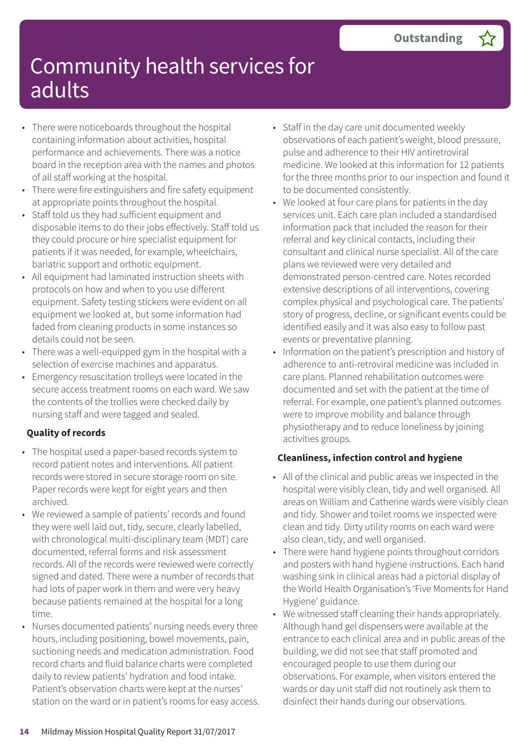# Community health services for adults

**Outstanding** ☆

- There were noticeboards throughout the hospital containing information about activities, hospital performance and achievements. There was a notice board in the reception area with the names and photos of all staff working at the hospital.
- There were fire extinguishers and fire safety equipment at appropriate points throughout the hospital.
- Staff told us they had sufficient equipment and disposable items to do their jobs effectively. Staff told us they could procure or hire specialist equipment for patients if it was needed, for example, wheelchairs, bariatric support and orthotic equipment.
- All equipment had laminated instruction sheets with protocols on how and when to you use different equipment. Safety testing stickers were evident on all equipment we looked at, but some information had faded from cleaning products in some instances so details could not be seen.
- There was a well-equipped gym in the hospital with a selection of exercise machines and apparatus.
- Emergency resuscitation trolleys were located in the secure access treatment rooms on each ward. We saw the contents of the trollies were checked daily by nursing staff and were tagged and sealed.

**Quality of records**

- The hospital used a paper-based records system to record patient notes and interventions. All patient records were stored in secure storage room on site. Paper records were kept for eight years and then archived.
- We reviewed a sample of patients' records and found they were well laid out, tidy, secure, clearly labelled, with chronological multi-disciplinary team (MDT) care documented, referral forms and risk assessment records. All of the records were reviewed were correctly signed and dated. There were a number of records that had lots of paper work in them and were very heavy because patients remained at the hospital for a long time.
- Nurses documented patients' nursing needs every three hours, including positioning, bowel movements, pain, suctioning needs and medication administration. Food record charts and fluid balance charts were completed daily to review patients' hydration and food intake. Patient's observation charts were kept at the nurses' station on the ward or in patient's rooms for easy access.
- Staff in the day care unit documented weekly observations of each patient's weight, blood pressure, pulse and adherence to their HIV antiretroviral medicine. We looked at this information for 12 patients for the three months prior to our inspection and found it to be documented consistently.
- We looked at four care plans for patients in the day services unit. Each care plan included a standardised information pack that included the reason for their referral and key clinical contacts, including their consultant and clinical nurse specialist. All of the care plans we reviewed were very detailed and demonstrated person-centred care. Notes recorded extensive descriptions of all interventions, covering complex physical and psychological care. The patients' story of progress, decline, or significant events could be identified easily and it was also easy to follow past events or preventative planning.
- Information on the patient's prescription and history of adherence to anti-retroviral medicine was included in care plans. Planned rehabilitation outcomes were documented and set with the patient at the time of referral. For example, one patient's planned outcomes were to improve mobility and balance through physiotherapy and to reduce loneliness by joining activities groups.

**Cleanliness, infection control and hygiene**

- All of the clinical and public areas we inspected in the hospital were visibly clean, tidy and well organised. All areas on William and Catherine wards were visibly clean and tidy. Shower and toilet rooms we inspected were clean and tidy. Dirty utility rooms on each ward were also clean, tidy, and well organised.
- There were hand hygiene points throughout corridors and posters with hand hygiene instructions. Each hand washing sink in clinical areas had a pictorial display of the World Health Organisation's 'Five Moments for Hand Hygiene' guidance.
- We witnessed staff cleaning their hands appropriately. Although hand gel dispensers were available at the entrance to each clinical area and in public areas of the building, we did not see that staff promoted and encouraged people to use them during our observations. For example, when visitors entered the wards or day unit staff did not routinely ask them to disinfect their hands during our observations.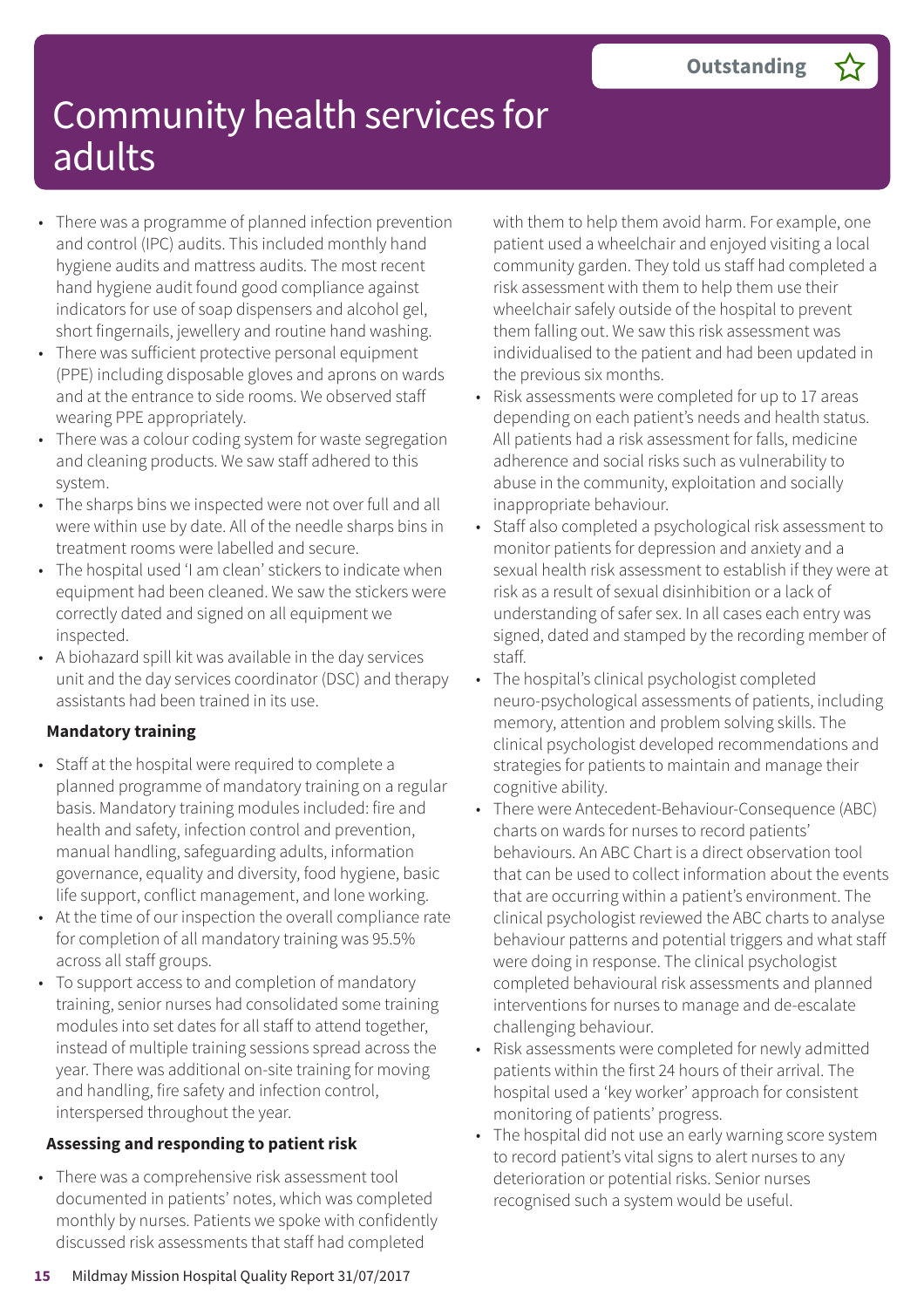# Community health services for adults

**Outstanding** ☆

- There was a programme of planned infection prevention and control (IPC) audits. This included monthly hand hygiene audits and mattress audits. The most recent hand hygiene audit found good compliance against indicators for use of soap dispensers and alcohol gel, short fingernails, jewellery and routine hand washing.
- There was sufficient protective personal equipment (PPE) including disposable gloves and aprons on wards and at the entrance to side rooms. We observed staff wearing PPE appropriately.
- There was a colour coding system for waste segregation and cleaning products. We saw staff adhered to this system.
- The sharps bins we inspected were not over full and all were within use by date. All of the needle sharps bins in treatment rooms were labelled and secure.
- The hospital used 'I am clean' stickers to indicate when equipment had been cleaned. We saw the stickers were correctly dated and signed on all equipment we inspected.
- A biohazard spill kit was available in the day services unit and the day services coordinator (DSC) and therapy assistants had been trained in its use.

### Mandatory training

- Staff at the hospital were required to complete a planned programme of mandatory training on a regular basis. Mandatory training modules included: fire and health and safety, infection control and prevention, manual handling, safeguarding adults, information governance, equality and diversity, food hygiene, basic life support, conflict management, and lone working.
- At the time of our inspection the overall compliance rate for completion of all mandatory training was 95.5% across all staff groups.
- To support access to and completion of mandatory training, senior nurses had consolidated some training modules into set dates for all staff to attend together, instead of multiple training sessions spread across the year. There was additional on-site training for moving and handling, fire safety and infection control, interspersed throughout the year.

### Assessing and responding to patient risk

- There was a comprehensive risk assessment tool documented in patients' notes, which was completed monthly by nurses. Patients we spoke with confidently discussed risk assessments that staff had completed with them to help them avoid harm. For example, one patient used a wheelchair and enjoyed visiting a local community garden. They told us staff had completed a risk assessment with them to help them use their wheelchair safely outside of the hospital to prevent them falling out. We saw this risk assessment was individualised to the patient and had been updated in the previous six months.
- Risk assessments were completed for up to 17 areas depending on each patient's needs and health status. All patients had a risk assessment for falls, medicine adherence and social risks such as vulnerability to abuse in the community, exploitation and socially inappropriate behaviour.
- Staff also completed a psychological risk assessment to monitor patients for depression and anxiety and a sexual health risk assessment to establish if they were at risk as a result of sexual disinhibition or a lack of understanding of safer sex. In all cases each entry was signed, dated and stamped by the recording member of staff.
- The hospital's clinical psychologist completed neuro-psychological assessments of patients, including memory, attention and problem solving skills. The clinical psychologist developed recommendations and strategies for patients to maintain and manage their cognitive ability.
- There were Antecedent-Behaviour-Consequence (ABC) charts on wards for nurses to record patients' behaviours. An ABC Chart is a direct observation tool that can be used to collect information about the events that are occurring within a patient's environment. The clinical psychologist reviewed the ABC charts to analyse behaviour patterns and potential triggers and what staff were doing in response. The clinical psychologist completed behavioural risk assessments and planned interventions for nurses to manage and de-escalate challenging behaviour.
- Risk assessments were completed for newly admitted patients within the first 24 hours of their arrival. The hospital used a 'key worker' approach for consistent monitoring of patients' progress.
- The hospital did not use an early warning score system to record patient's vital signs to alert nurses to any deterioration or potential risks. Senior nurses recognised such a system would be useful.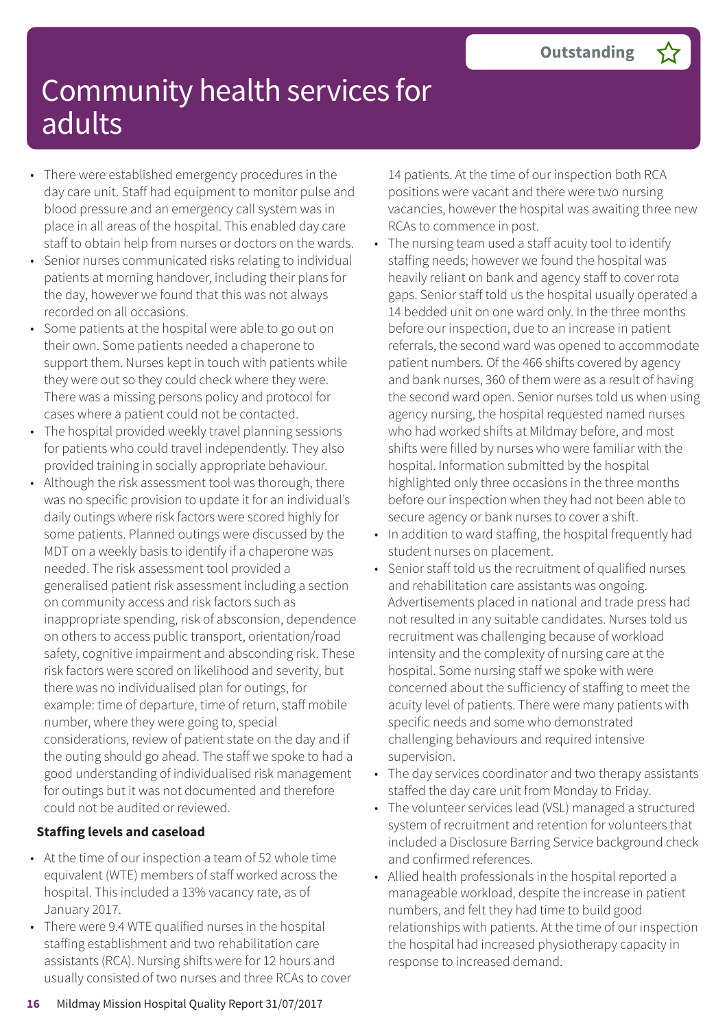# Community health services for adults

**Outstanding** ☆

- There were established emergency procedures in the day care unit. Staff had equipment to monitor pulse and blood pressure and an emergency call system was in place in all areas of the hospital. This enabled day care staff to obtain help from nurses or doctors on the wards.
- Senior nurses communicated risks relating to individual patients at morning handover, including their plans for the day, however we found that this was not always recorded on all occasions.
- Some patients at the hospital were able to go out on their own. Some patients needed a chaperone to support them. Nurses kept in touch with patients while they were out so they could check where they were. There was a missing persons policy and protocol for cases where a patient could not be contacted.
- The hospital provided weekly travel planning sessions for patients who could travel independently. They also provided training in socially appropriate behaviour.
- Although the risk assessment tool was thorough, there was no specific provision to update it for an individual's daily outings where risk factors were scored highly for some patients. Planned outings were discussed by the MDT on a weekly basis to identify if a chaperone was needed. The risk assessment tool provided a generalised patient risk assessment including a section on community access and risk factors such as inappropriate spending, risk of absconsion, dependence on others to access public transport, orientation/road safety, cognitive impairment and absconding risk. These risk factors were scored on likelihood and severity, but there was no individualised plan for outings, for example: time of departure, time of return, staff mobile number, where they were going to, special considerations, review of patient state on the day and if the outing should go ahead. The staff we spoke to had a good understanding of individualised risk management for outings but it was not documented and therefore could not be audited or reviewed.

**Staffing levels and caseload**

- At the time of our inspection a team of 52 whole time equivalent (WTE) members of staff worked across the hospital. This included a 13% vacancy rate, as of January 2017.
- There were 9.4 WTE qualified nurses in the hospital staffing establishment and two rehabilitation care assistants (RCA). Nursing shifts were for 12 hours and usually consisted of two nurses and three RCAs to cover 14 patients. At the time of our inspection both RCA positions were vacant and there were two nursing vacancies, however the hospital was awaiting three new RCAs to commence in post.
- The nursing team used a staff acuity tool to identify staffing needs; however we found the hospital was heavily reliant on bank and agency staff to cover rota gaps. Senior staff told us the hospital usually operated a 14 bedded unit on one ward only. In the three months before our inspection, due to an increase in patient referrals, the second ward was opened to accommodate patient numbers. Of the 466 shifts covered by agency and bank nurses, 360 of them were as a result of having the second ward open. Senior nurses told us when using agency nursing, the hospital requested named nurses who had worked shifts at Mildmay before, and most shifts were filled by nurses who were familiar with the hospital. Information submitted by the hospital highlighted only three occasions in the three months before our inspection when they had not been able to secure agency or bank nurses to cover a shift.
- In addition to ward staffing, the hospital frequently had student nurses on placement.
- Senior staff told us the recruitment of qualified nurses and rehabilitation care assistants was ongoing. Advertisements placed in national and trade press had not resulted in any suitable candidates. Nurses told us recruitment was challenging because of workload intensity and the complexity of nursing care at the hospital. Some nursing staff we spoke with were concerned about the sufficiency of staffing to meet the acuity level of patients. There were many patients with specific needs and some who demonstrated challenging behaviours and required intensive supervision.
- The day services coordinator and two therapy assistants staffed the day care unit from Monday to Friday.
- The volunteer services lead (VSL) managed a structured system of recruitment and retention for volunteers that included a Disclosure Barring Service background check and confirmed references.
- Allied health professionals in the hospital reported a manageable workload, despite the increase in patient numbers, and felt they had time to build good relationships with patients. At the time of our inspection the hospital had increased physiotherapy capacity in response to increased demand.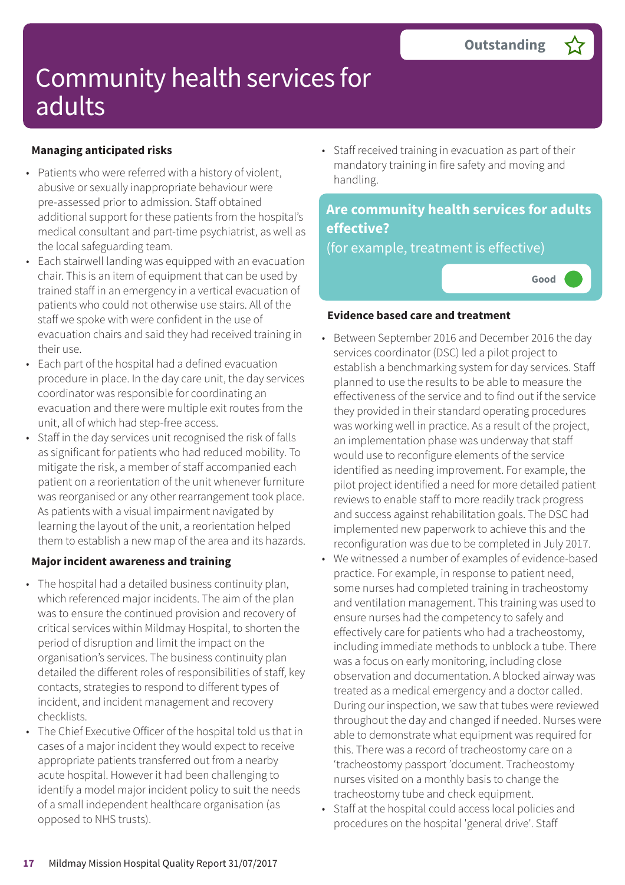Outstanding

# Community health services for adults

### Managing anticipated risks

- Patients who were referred with a history of violent, abusive or sexually inappropriate behaviour were pre-assessed prior to admission. Staff obtained additional support for these patients from the hospital's medical consultant and part-time psychiatrist, as well as the local safeguarding team.
- Each stairwell landing was equipped with an evacuation chair. This is an item of equipment that can be used by trained staff in an emergency in a vertical evacuation of patients who could not otherwise use stairs. All of the staff we spoke with were confident in the use of evacuation chairs and said they had received training in their use.
- Each part of the hospital had a defined evacuation procedure in place. In the day care unit, the day services coordinator was responsible for coordinating an evacuation and there were multiple exit routes from the unit, all of which had step-free access.
- Staff in the day services unit recognised the risk of falls as significant for patients who had reduced mobility. To mitigate the risk, a member of staff accompanied each patient on a reorientation of the unit whenever furniture was reorganised or any other rearrangement took place. As patients with a visual impairment navigated by learning the layout of the unit, a reorientation helped them to establish a new map of the area and its hazards.

### Major incident awareness and training

- The hospital had a detailed business continuity plan, which referenced major incidents. The aim of the plan was to ensure the continued provision and recovery of critical services within Mildmay Hospital, to shorten the period of disruption and limit the impact on the organisation's services. The business continuity plan detailed the different roles of responsibilities of staff, key contacts, strategies to respond to different types of incident, and incident management and recovery checklists.
- The Chief Executive Officer of the hospital told us that in cases of a major incident they would expect to receive appropriate patients transferred out from a nearby acute hospital. However it had been challenging to identify a model major incident policy to suit the needs of a small independent healthcare organisation (as opposed to NHS trusts).
- Staff received training in evacuation as part of their mandatory training in fire safety and moving and handling.

## Are community health services for adults effective?

(for example, treatment is effective)

Good

### Evidence based care and treatment

- Between September 2016 and December 2016 the day services coordinator (DSC) led a pilot project to establish a benchmarking system for day services. Staff planned to use the results to be able to measure the effectiveness of the service and to find out if the service they provided in their standard operating procedures was working well in practice. As a result of the project, an implementation phase was underway that staff would use to reconfigure elements of the service identified as needing improvement. For example, the pilot project identified a need for more detailed patient reviews to enable staff to more readily track progress and success against rehabilitation goals. The DSC had implemented new paperwork to achieve this and the reconfiguration was due to be completed in July 2017.
- We witnessed a number of examples of evidence-based practice. For example, in response to patient need, some nurses had completed training in tracheostomy and ventilation management. This training was used to ensure nurses had the competency to safely and effectively care for patients who had a tracheostomy, including immediate methods to unblock a tube. There was a focus on early monitoring, including close observation and documentation. A blocked airway was treated as a medical emergency and a doctor called. During our inspection, we saw that tubes were reviewed throughout the day and changed if needed. Nurses were able to demonstrate what equipment was required for this. There was a record of tracheostomy care on a 'tracheostomy passport 'document. Tracheostomy nurses visited on a monthly basis to change the tracheostomy tube and check equipment.
- Staff at the hospital could access local policies and procedures on the hospital 'general drive'. Staff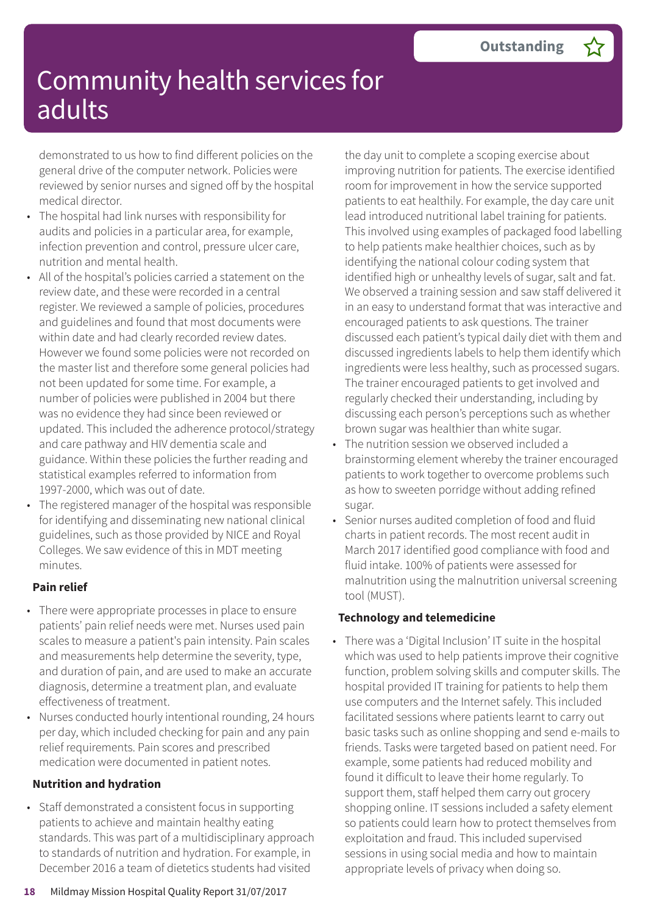# Community health services for adults

**Outstanding** ☆

demonstrated to us how to find different policies on the general drive of the computer network. Policies were reviewed by senior nurses and signed off by the hospital medical director.

- The hospital had link nurses with responsibility for audits and policies in a particular area, for example, infection prevention and control, pressure ulcer care, nutrition and mental health.
- All of the hospital's policies carried a statement on the review date, and these were recorded in a central register. We reviewed a sample of policies, procedures and guidelines and found that most documents were within date and had clearly recorded review dates. However we found some policies were not recorded on the master list and therefore some general policies had not been updated for some time. For example, a number of policies were published in 2004 but there was no evidence they had since been reviewed or updated. This included the adherence protocol/strategy and care pathway and HIV dementia scale and guidance. Within these policies the further reading and statistical examples referred to information from 1997-2000, which was out of date.
- The registered manager of the hospital was responsible for identifying and disseminating new national clinical guidelines, such as those provided by NICE and Royal Colleges. We saw evidence of this in MDT meeting minutes.

**Pain relief**

- There were appropriate processes in place to ensure patients' pain relief needs were met. Nurses used pain scales to measure a patient's pain intensity. Pain scales and measurements help determine the severity, type, and duration of pain, and are used to make an accurate diagnosis, determine a treatment plan, and evaluate effectiveness of treatment.
- Nurses conducted hourly intentional rounding, 24 hours per day, which included checking for pain and any pain relief requirements. Pain scores and prescribed medication were documented in patient notes.

**Nutrition and hydration**

- Staff demonstrated a consistent focus in supporting patients to achieve and maintain healthy eating standards. This was part of a multidisciplinary approach to standards of nutrition and hydration. For example, in December 2016 a team of dietetics students had visited the day unit to complete a scoping exercise about improving nutrition for patients. The exercise identified room for improvement in how the service supported patients to eat healthily. For example, the day care unit lead introduced nutritional label training for patients. This involved using examples of packaged food labelling to help patients make healthier choices, such as by identifying the national colour coding system that identified high or unhealthy levels of sugar, salt and fat. We observed a training session and saw staff delivered it in an easy to understand format that was interactive and encouraged patients to ask questions. The trainer discussed each patient's typical daily diet with them and discussed ingredients labels to help them identify which ingredients were less healthy, such as processed sugars. The trainer encouraged patients to get involved and regularly checked their understanding, including by discussing each person's perceptions such as whether brown sugar was healthier than white sugar.
- The nutrition session we observed included a brainstorming element whereby the trainer encouraged patients to work together to overcome problems such as how to sweeten porridge without adding refined sugar.
- Senior nurses audited completion of food and fluid charts in patient records. The most recent audit in March 2017 identified good compliance with food and fluid intake. 100% of patients were assessed for malnutrition using the malnutrition universal screening tool (MUST).

**Technology and telemedicine**

- There was a 'Digital Inclusion' IT suite in the hospital which was used to help patients improve their cognitive function, problem solving skills and computer skills. The hospital provided IT training for patients to help them use computers and the Internet safely. This included facilitated sessions where patients learnt to carry out basic tasks such as online shopping and send e-mails to friends. Tasks were targeted based on patient need. For example, some patients had reduced mobility and found it difficult to leave their home regularly. To support them, staff helped them carry out grocery shopping online. IT sessions included a safety element so patients could learn how to protect themselves from exploitation and fraud. This included supervised sessions in using social media and how to maintain appropriate levels of privacy when doing so.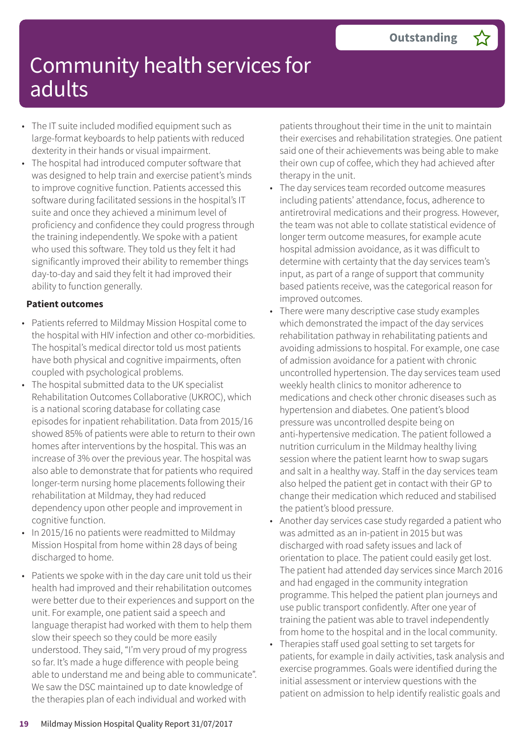# Community health services for adults

**Outstanding** ☆

- The IT suite included modified equipment such as large-format keyboards to help patients with reduced dexterity in their hands or visual impairment.
- The hospital had introduced computer software that was designed to help train and exercise patient's minds to improve cognitive function. Patients accessed this software during facilitated sessions in the hospital's IT suite and once they achieved a minimum level of proficiency and confidence they could progress through the training independently. We spoke with a patient who used this software. They told us they felt it had significantly improved their ability to remember things day-to-day and said they felt it had improved their ability to function generally.

**Patient outcomes**

- Patients referred to Mildmay Mission Hospital come to the hospital with HIV infection and other co-morbidities. The hospital's medical director told us most patients have both physical and cognitive impairments, often coupled with psychological problems.
- The hospital submitted data to the UK specialist Rehabilitation Outcomes Collaborative (UKROC), which is a national scoring database for collating case episodes for inpatient rehabilitation. Data from 2015/16 showed 85% of patients were able to return to their own homes after interventions by the hospital. This was an increase of 3% over the previous year. The hospital was also able to demonstrate that for patients who required longer-term nursing home placements following their rehabilitation at Mildmay, they had reduced dependency upon other people and improvement in cognitive function.
- In 2015/16 no patients were readmitted to Mildmay Mission Hospital from home within 28 days of being discharged to home.
- Patients we spoke with in the day care unit told us their health had improved and their rehabilitation outcomes were better due to their experiences and support on the unit. For example, one patient said a speech and language therapist had worked with them to help them slow their speech so they could be more easily understood. They said, "I'm very proud of my progress so far. It's made a huge difference with people being able to understand me and being able to communicate". We saw the DSC maintained up to date knowledge of the therapies plan of each individual and worked with patients throughout their time in the unit to maintain their exercises and rehabilitation strategies. One patient said one of their achievements was being able to make their own cup of coffee, which they had achieved after therapy in the unit.
- The day services team recorded outcome measures including patients' attendance, focus, adherence to antiretroviral medications and their progress. However, the team was not able to collate statistical evidence of longer term outcome measures, for example acute hospital admission avoidance, as it was difficult to determine with certainty that the day services team's input, as part of a range of support that community based patients receive, was the categorical reason for improved outcomes.
- There were many descriptive case study examples which demonstrated the impact of the day services rehabilitation pathway in rehabilitating patients and avoiding admissions to hospital. For example, one case of admission avoidance for a patient with chronic uncontrolled hypertension. The day services team used weekly health clinics to monitor adherence to medications and check other chronic diseases such as hypertension and diabetes. One patient's blood pressure was uncontrolled despite being on anti-hypertensive medication. The patient followed a nutrition curriculum in the Mildmay healthy living session where the patient learnt how to swap sugars and salt in a healthy way. Staff in the day services team also helped the patient get in contact with their GP to change their medication which reduced and stabilised the patient's blood pressure.
- Another day services case study regarded a patient who was admitted as an in-patient in 2015 but was discharged with road safety issues and lack of orientation to place. The patient could easily get lost. The patient had attended day services since March 2016 and had engaged in the community integration programme. This helped the patient plan journeys and use public transport confidently. After one year of training the patient was able to travel independently from home to the hospital and in the local community.
- Therapies staff used goal setting to set targets for patients, for example in daily activities, task analysis and exercise programmes. Goals were identified during the initial assessment or interview questions with the patient on admission to help identify realistic goals and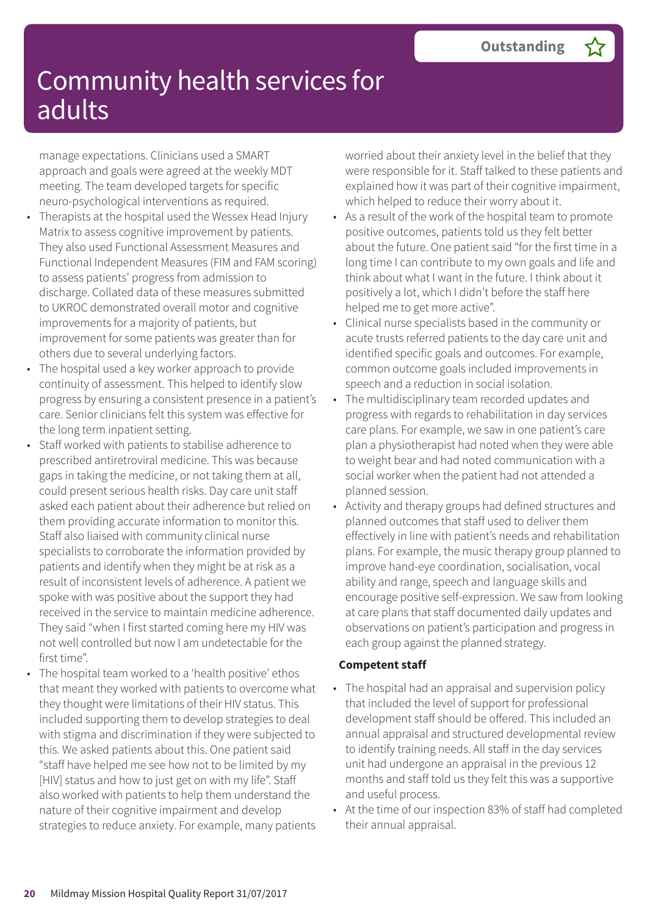# Community health services for adults

**Outstanding** ☆

manage expectations. Clinicians used a SMART approach and goals were agreed at the weekly MDT meeting. The team developed targets for specific neuro-psychological interventions as required.

- Therapists at the hospital used the Wessex Head Injury Matrix to assess cognitive improvement by patients. They also used Functional Assessment Measures and Functional Independent Measures (FIM and FAM scoring) to assess patients' progress from admission to discharge. Collated data of these measures submitted to UKROC demonstrated overall motor and cognitive improvements for a majority of patients, but improvement for some patients was greater than for others due to several underlying factors.
- The hospital used a key worker approach to provide continuity of assessment. This helped to identify slow progress by ensuring a consistent presence in a patient's care. Senior clinicians felt this system was effective for the long term inpatient setting.
- Staff worked with patients to stabilise adherence to prescribed antiretroviral medicine. This was because gaps in taking the medicine, or not taking them at all, could present serious health risks. Day care unit staff asked each patient about their adherence but relied on them providing accurate information to monitor this. Staff also liaised with community clinical nurse specialists to corroborate the information provided by patients and identify when they might be at risk as a result of inconsistent levels of adherence. A patient we spoke with was positive about the support they had received in the service to maintain medicine adherence. They said "when I first started coming here my HIV was not well controlled but now I am undetectable for the first time".
- The hospital team worked to a 'health positive' ethos that meant they worked with patients to overcome what they thought were limitations of their HIV status. This included supporting them to develop strategies to deal with stigma and discrimination if they were subjected to this. We asked patients about this. One patient said "staff have helped me see how not to be limited by my [HIV] status and how to just get on with my life". Staff also worked with patients to help them understand the nature of their cognitive impairment and develop strategies to reduce anxiety. For example, many patients worried about their anxiety level in the belief that they were responsible for it. Staff talked to these patients and explained how it was part of their cognitive impairment, which helped to reduce their worry about it.
- As a result of the work of the hospital team to promote positive outcomes, patients told us they felt better about the future. One patient said "for the first time in a long time I can contribute to my own goals and life and think about what I want in the future. I think about it positively a lot, which I didn't before the staff here helped me to get more active".
- Clinical nurse specialists based in the community or acute trusts referred patients to the day care unit and identified specific goals and outcomes. For example, common outcome goals included improvements in speech and a reduction in social isolation.
- The multidisciplinary team recorded updates and progress with regards to rehabilitation in day services care plans. For example, we saw in one patient's care plan a physiotherapist had noted when they were able to weight bear and had noted communication with a social worker when the patient had not attended a planned session.
- Activity and therapy groups had defined structures and planned outcomes that staff used to deliver them effectively in line with patient's needs and rehabilitation plans. For example, the music therapy group planned to improve hand-eye coordination, socialisation, vocal ability and range, speech and language skills and encourage positive self-expression. We saw from looking at care plans that staff documented daily updates and observations on patient's participation and progress in each group against the planned strategy.

**Competent staff**

- The hospital had an appraisal and supervision policy that included the level of support for professional development staff should be offered. This included an annual appraisal and structured developmental review to identify training needs. All staff in the day services unit had undergone an appraisal in the previous 12 months and staff told us they felt this was a supportive and useful process.
- At the time of our inspection 83% of staff had completed their annual appraisal.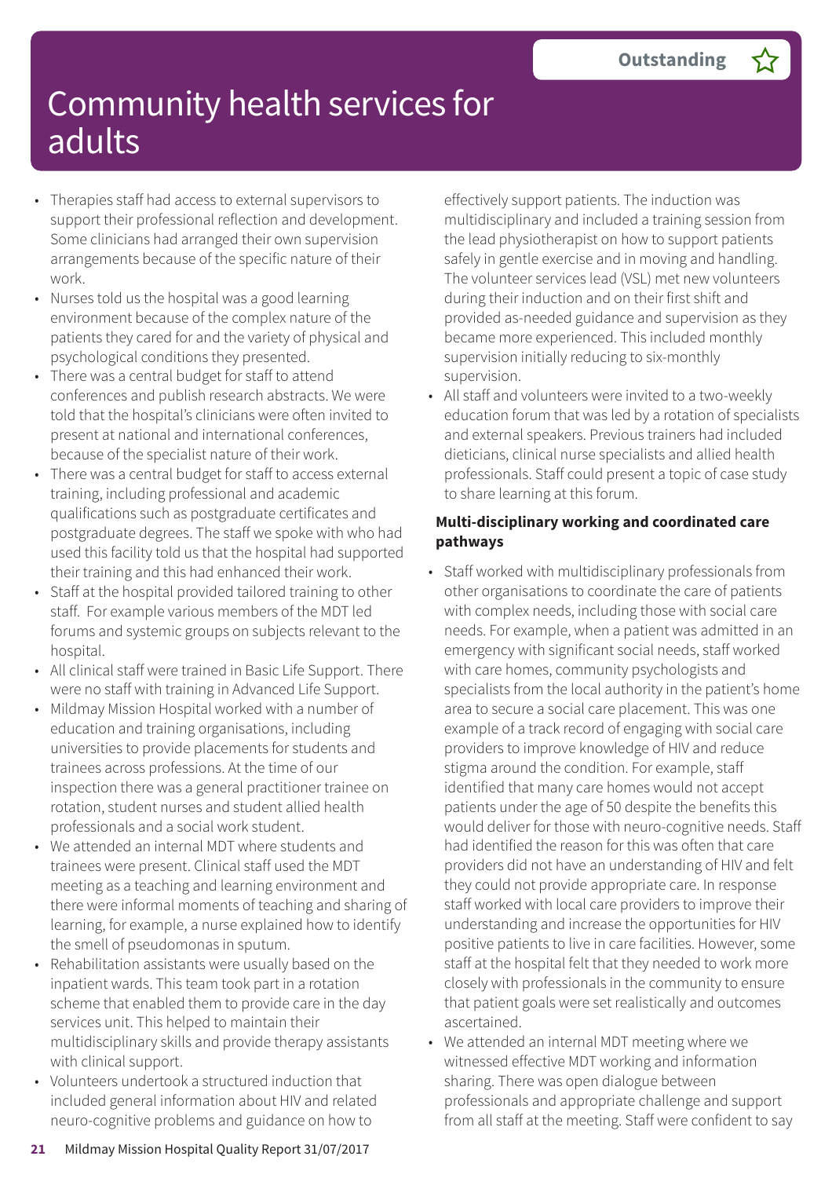# Community health services for adults

**Outstanding** ☆

- Therapies staff had access to external supervisors to support their professional reflection and development. Some clinicians had arranged their own supervision arrangements because of the specific nature of their work.
- Nurses told us the hospital was a good learning environment because of the complex nature of the patients they cared for and the variety of physical and psychological conditions they presented.
- There was a central budget for staff to attend conferences and publish research abstracts. We were told that the hospital's clinicians were often invited to present at national and international conferences, because of the specialist nature of their work.
- There was a central budget for staff to access external training, including professional and academic qualifications such as postgraduate certificates and postgraduate degrees. The staff we spoke with who had used this facility told us that the hospital had supported their training and this had enhanced their work.
- Staff at the hospital provided tailored training to other staff. For example various members of the MDT led forums and systemic groups on subjects relevant to the hospital.
- All clinical staff were trained in Basic Life Support. There were no staff with training in Advanced Life Support.
- Mildmay Mission Hospital worked with a number of education and training organisations, including universities to provide placements for students and trainees across professions. At the time of our inspection there was a general practitioner trainee on rotation, student nurses and student allied health professionals and a social work student.
- We attended an internal MDT where students and trainees were present. Clinical staff used the MDT meeting as a teaching and learning environment and there were informal moments of teaching and sharing of learning, for example, a nurse explained how to identify the smell of pseudomonas in sputum.
- Rehabilitation assistants were usually based on the inpatient wards. This team took part in a rotation scheme that enabled them to provide care in the day services unit. This helped to maintain their multidisciplinary skills and provide therapy assistants with clinical support.
- Volunteers undertook a structured induction that included general information about HIV and related neuro-cognitive problems and guidance on how to effectively support patients. The induction was multidisciplinary and included a training session from the lead physiotherapist on how to support patients safely in gentle exercise and in moving and handling. The volunteer services lead (VSL) met new volunteers during their induction and on their first shift and provided as-needed guidance and supervision as they became more experienced. This included monthly supervision initially reducing to six-monthly supervision.
- All staff and volunteers were invited to a two-weekly education forum that was led by a rotation of specialists and external speakers. Previous trainers had included dieticians, clinical nurse specialists and allied health professionals. Staff could present a topic of case study to share learning at this forum.

**Multi-disciplinary working and coordinated care pathways**

- Staff worked with multidisciplinary professionals from other organisations to coordinate the care of patients with complex needs, including those with social care needs. For example, when a patient was admitted in an emergency with significant social needs, staff worked with care homes, community psychologists and specialists from the local authority in the patient's home area to secure a social care placement. This was one example of a track record of engaging with social care providers to improve knowledge of HIV and reduce stigma around the condition. For example, staff identified that many care homes would not accept patients under the age of 50 despite the benefits this would deliver for those with neuro-cognitive needs. Staff had identified the reason for this was often that care providers did not have an understanding of HIV and felt they could not provide appropriate care. In response staff worked with local care providers to improve their understanding and increase the opportunities for HIV positive patients to live in care facilities. However, some staff at the hospital felt that they needed to work more closely with professionals in the community to ensure that patient goals were set realistically and outcomes ascertained.
- We attended an internal MDT meeting where we witnessed effective MDT working and information sharing. There was open dialogue between professionals and appropriate challenge and support from all staff at the meeting. Staff were confident to say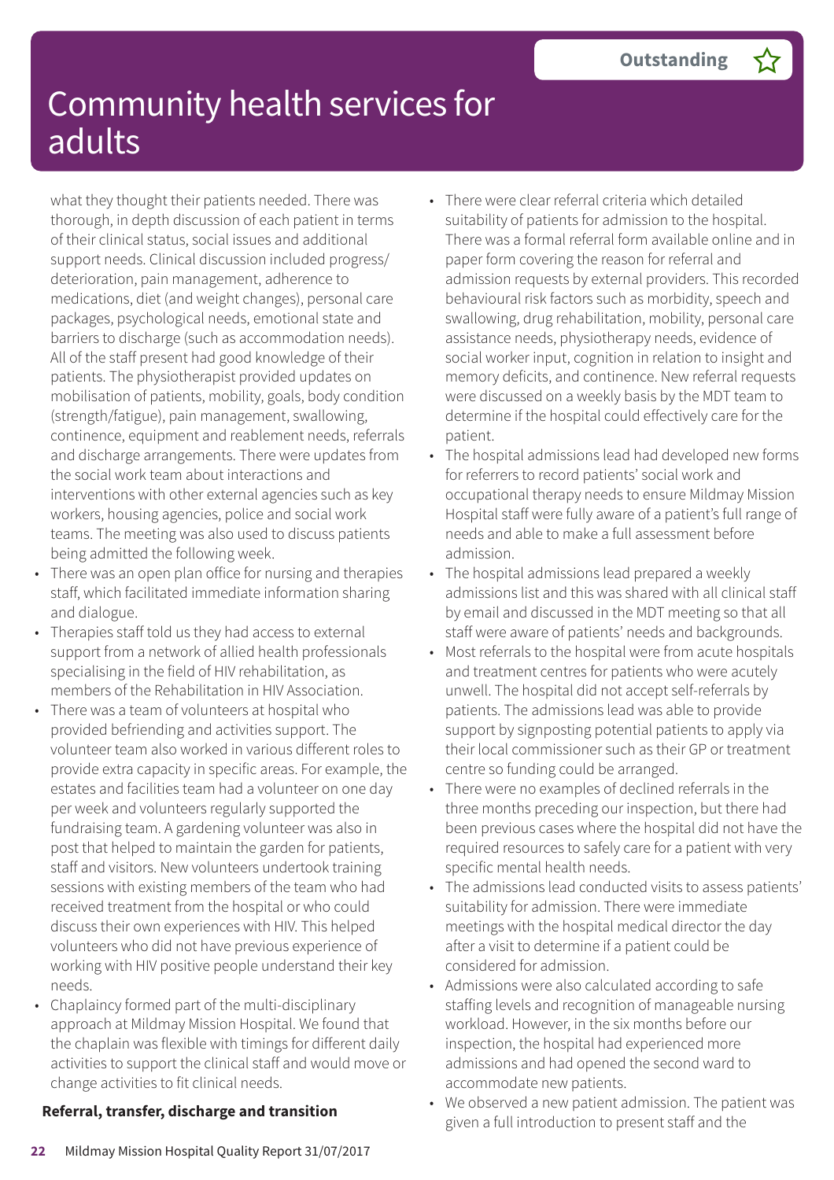# Community health services for adults

**Outstanding** ☆

what they thought their patients needed. There was thorough, in depth discussion of each patient in terms of their clinical status, social issues and additional support needs. Clinical discussion included progress/deterioration, pain management, adherence to medications, diet (and weight changes), personal care packages, psychological needs, emotional state and barriers to discharge (such as accommodation needs). All of the staff present had good knowledge of their patients. The physiotherapist provided updates on mobilisation of patients, mobility, goals, body condition (strength/fatigue), pain management, swallowing, continence, equipment and reablement needs, referrals and discharge arrangements. There were updates from the social work team about interactions and interventions with other external agencies such as key workers, housing agencies, police and social work teams. The meeting was also used to discuss patients being admitted the following week.

- There was an open plan office for nursing and therapies staff, which facilitated immediate information sharing and dialogue.
- Therapies staff told us they had access to external support from a network of allied health professionals specialising in the field of HIV rehabilitation, as members of the Rehabilitation in HIV Association.
- There was a team of volunteers at hospital who provided befriending and activities support. The volunteer team also worked in various different roles to provide extra capacity in specific areas. For example, the estates and facilities team had a volunteer on one day per week and volunteers regularly supported the fundraising team. A gardening volunteer was also in post that helped to maintain the garden for patients, staff and visitors. New volunteers undertook training sessions with existing members of the team who had received treatment from the hospital or who could discuss their own experiences with HIV. This helped volunteers who did not have previous experience of working with HIV positive people understand their key needs.
- Chaplaincy formed part of the multi-disciplinary approach at Mildmay Mission Hospital. We found that the chaplain was flexible with timings for different daily activities to support the clinical staff and would move or change activities to fit clinical needs.

**Referral, transfer, discharge and transition**

- There were clear referral criteria which detailed suitability of patients for admission to the hospital. There was a formal referral form available online and in paper form covering the reason for referral and admission requests by external providers. This recorded behavioural risk factors such as morbidity, speech and swallowing, drug rehabilitation, mobility, personal care assistance needs, physiotherapy needs, evidence of social worker input, cognition in relation to insight and memory deficits, and continence. New referral requests were discussed on a weekly basis by the MDT team to determine if the hospital could effectively care for the patient.
- The hospital admissions lead had developed new forms for referrers to record patients' social work and occupational therapy needs to ensure Mildmay Mission Hospital staff were fully aware of a patient's full range of needs and able to make a full assessment before admission.
- The hospital admissions lead prepared a weekly admissions list and this was shared with all clinical staff by email and discussed in the MDT meeting so that all staff were aware of patients' needs and backgrounds.
- Most referrals to the hospital were from acute hospitals and treatment centres for patients who were acutely unwell. The hospital did not accept self-referrals by patients. The admissions lead was able to provide support by signposting potential patients to apply via their local commissioner such as their GP or treatment centre so funding could be arranged.
- There were no examples of declined referrals in the three months preceding our inspection, but there had been previous cases where the hospital did not have the required resources to safely care for a patient with very specific mental health needs.
- The admissions lead conducted visits to assess patients' suitability for admission. There were immediate meetings with the hospital medical director the day after a visit to determine if a patient could be considered for admission.
- Admissions were also calculated according to safe staffing levels and recognition of manageable nursing workload. However, in the six months before our inspection, the hospital had experienced more admissions and had opened the second ward to accommodate new patients.
- We observed a new patient admission. The patient was given a full introduction to present staff and the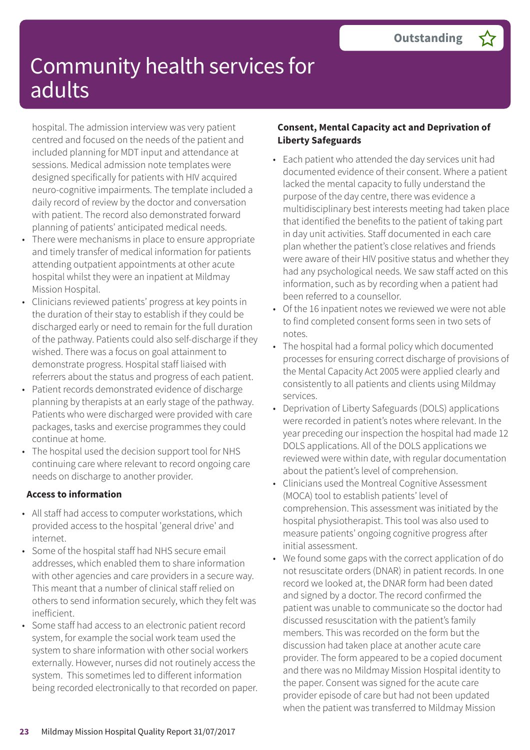# Community health services for adults

Outstanding

hospital. The admission interview was very patient centred and focused on the needs of the patient and included planning for MDT input and attendance at sessions. Medical admission note templates were designed specifically for patients with HIV acquired neuro-cognitive impairments. The template included a daily record of review by the doctor and conversation with patient. The record also demonstrated forward planning of patients' anticipated medical needs.

- There were mechanisms in place to ensure appropriate and timely transfer of medical information for patients attending outpatient appointments at other acute hospital whilst they were an inpatient at Mildmay Mission Hospital.
- Clinicians reviewed patients' progress at key points in the duration of their stay to establish if they could be discharged early or need to remain for the full duration of the pathway. Patients could also self-discharge if they wished. There was a focus on goal attainment to demonstrate progress. Hospital staff liaised with referrers about the status and progress of each patient.
- Patient records demonstrated evidence of discharge planning by therapists at an early stage of the pathway. Patients who were discharged were provided with care packages, tasks and exercise programmes they could continue at home.
- The hospital used the decision support tool for NHS continuing care where relevant to record ongoing care needs on discharge to another provider.

**Access to information**

- All staff had access to computer workstations, which provided access to the hospital 'general drive' and internet.
- Some of the hospital staff had NHS secure email addresses, which enabled them to share information with other agencies and care providers in a secure way. This meant that a number of clinical staff relied on others to send information securely, which they felt was inefficient.
- Some staff had access to an electronic patient record system, for example the social work team used the system to share information with other social workers externally. However, nurses did not routinely access the system. This sometimes led to different information being recorded electronically to that recorded on paper.

**Consent, Mental Capacity act and Deprivation of Liberty Safeguards**

- Each patient who attended the day services unit had documented evidence of their consent. Where a patient lacked the mental capacity to fully understand the purpose of the day centre, there was evidence a multidisciplinary best interests meeting had taken place that identified the benefits to the patient of taking part in day unit activities. Staff documented in each care plan whether the patient's close relatives and friends were aware of their HIV positive status and whether they had any psychological needs. We saw staff acted on this information, such as by recording when a patient had been referred to a counsellor.
- Of the 16 inpatient notes we reviewed we were not able to find completed consent forms seen in two sets of notes.
- The hospital had a formal policy which documented processes for ensuring correct discharge of provisions of the Mental Capacity Act 2005 were applied clearly and consistently to all patients and clients using Mildmay services.
- Deprivation of Liberty Safeguards (DOLS) applications were recorded in patient's notes where relevant. In the year preceding our inspection the hospital had made 12 DOLS applications. All of the DOLS applications we reviewed were within date, with regular documentation about the patient's level of comprehension.
- Clinicians used the Montreal Cognitive Assessment (MOCA) tool to establish patients' level of comprehension. This assessment was initiated by the hospital physiotherapist. This tool was also used to measure patients' ongoing cognitive progress after initial assessment.
- We found some gaps with the correct application of do not resuscitate orders (DNAR) in patient records. In one record we looked at, the DNAR form had been dated and signed by a doctor. The record confirmed the patient was unable to communicate so the doctor had discussed resuscitation with the patient's family members. This was recorded on the form but the discussion had taken place at another acute care provider. The form appeared to be a copied document and there was no Mildmay Mission Hospital identity to the paper. Consent was signed for the acute care provider episode of care but had not been updated when the patient was transferred to Mildmay Mission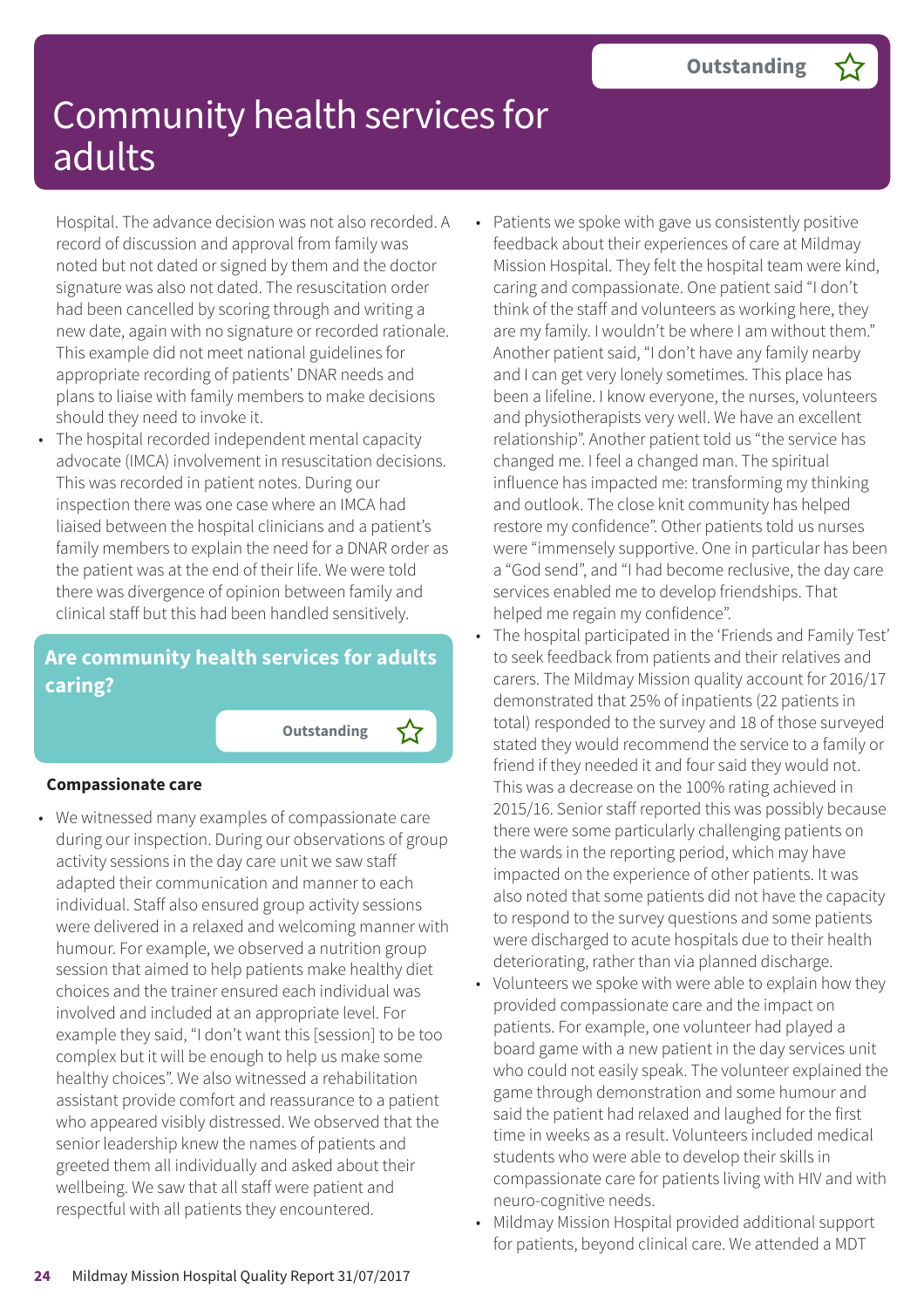# Community health services for adults

Outstanding ☆

Hospital. The advance decision was not also recorded. A record of discussion and approval from family was noted but not dated or signed by them and the doctor signature was also not dated. The resuscitation order had been cancelled by scoring through and writing a new date, again with no signature or recorded rationale. This example did not meet national guidelines for appropriate recording of patients' DNAR needs and plans to liaise with family members to make decisions should they need to invoke it.

- The hospital recorded independent mental capacity advocate (IMCA) involvement in resuscitation decisions. This was recorded in patient notes. During our inspection there was one case where an IMCA had liaised between the hospital clinicians and a patient's family members to explain the need for a DNAR order as the patient was at the end of their life. We were told there was divergence of opinion between family and clinical staff but this had been handled sensitively.

## Are community health services for adults caring?

Outstanding ☆

### Compassionate care

- We witnessed many examples of compassionate care during our inspection. During our observations of group activity sessions in the day care unit we saw staff adapted their communication and manner to each individual. Staff also ensured group activity sessions were delivered in a relaxed and welcoming manner with humour. For example, we observed a nutrition group session that aimed to help patients make healthy diet choices and the trainer ensured each individual was involved and included at an appropriate level. For example they said, "I don't want this [session] to be too complex but it will be enough to help us make some healthy choices". We also witnessed a rehabilitation assistant provide comfort and reassurance to a patient who appeared visibly distressed. We observed that the senior leadership knew the names of patients and greeted them all individually and asked about their wellbeing. We saw that all staff were patient and respectful with all patients they encountered.
- Patients we spoke with gave us consistently positive feedback about their experiences of care at Mildmay Mission Hospital. They felt the hospital team were kind, caring and compassionate. One patient said "I don't think of the staff and volunteers as working here, they are my family. I wouldn't be where I am without them." Another patient said, "I don't have any family nearby and I can get very lonely sometimes. This place has been a lifeline. I know everyone, the nurses, volunteers and physiotherapists very well. We have an excellent relationship". Another patient told us "the service has changed me. I feel a changed man. The spiritual influence has impacted me: transforming my thinking and outlook. The close knit community has helped restore my confidence". Other patients told us nurses were "immensely supportive. One in particular has been a "God send", and "I had become reclusive, the day care services enabled me to develop friendships. That helped me regain my confidence".
- The hospital participated in the 'Friends and Family Test' to seek feedback from patients and their relatives and carers. The Mildmay Mission quality account for 2016/17 demonstrated that 25% of inpatients (22 patients in total) responded to the survey and 18 of those surveyed stated they would recommend the service to a family or friend if they needed it and four said they would not. This was a decrease on the 100% rating achieved in 2015/16. Senior staff reported this was possibly because there were some particularly challenging patients on the wards in the reporting period, which may have impacted on the experience of other patients. It was also noted that some patients did not have the capacity to respond to the survey questions and some patients were discharged to acute hospitals due to their health deteriorating, rather than via planned discharge.
- Volunteers we spoke with were able to explain how they provided compassionate care and the impact on patients. For example, one volunteer had played a board game with a new patient in the day services unit who could not easily speak. The volunteer explained the game through demonstration and some humour and said the patient had relaxed and laughed for the first time in weeks as a result. Volunteers included medical students who were able to develop their skills in compassionate care for patients living with HIV and with neuro-cognitive needs.
- Mildmay Mission Hospital provided additional support for patients, beyond clinical care. We attended a MDT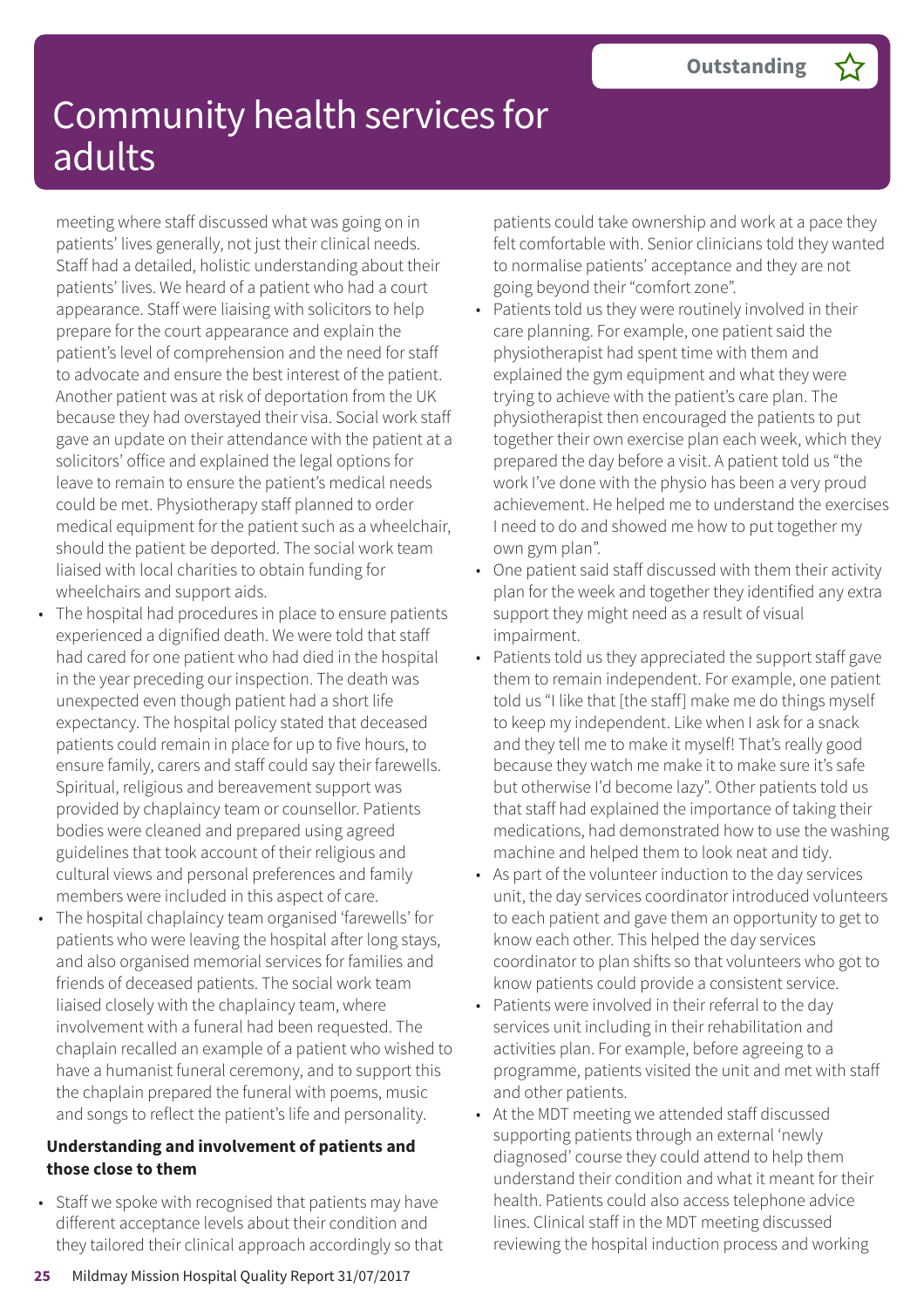meeting where staff discussed what was going on in patients' lives generally, not just their clinical needs. Staff had a detailed, holistic understanding about their patients' lives. We heard of a patient who had a court appearance. Staff were liaising with solicitors to help prepare for the court appearance and explain the patient's level of comprehension and the need for staff to advocate and ensure the best interest of the patient. Another patient was at risk of deportation from the UK because they had overstayed their visa. Social work staff gave an update on their attendance with the patient at a solicitors' office and explained the legal options for leave to remain to ensure the patient's medical needs could be met. Physiotherapy staff planned to order medical equipment for the patient such as a wheelchair, should the patient be deported. The social work team liaised with local charities to obtain funding for wheelchairs and support aids.

- The hospital had procedures in place to ensure patients experienced a dignified death. We were told that staff had cared for one patient who had died in the hospital in the year preceding our inspection. The death was unexpected even though patient had a short life expectancy. The hospital policy stated that deceased patients could remain in place for up to five hours, to ensure family, carers and staff could say their farewells. Spiritual, religious and bereavement support was provided by chaplaincy team or counsellor. Patients bodies were cleaned and prepared using agreed guidelines that took account of their religious and cultural views and personal preferences and family members were included in this aspect of care.
- The hospital chaplaincy team organised 'farewells' for patients who were leaving the hospital after long stays, and also organised memorial services for families and friends of deceased patients. The social work team liaised closely with the chaplaincy team, where involvement with a funeral had been requested. The chaplain recalled an example of a patient who wished to have a humanist funeral ceremony, and to support this the chaplain prepared the funeral with poems, music and songs to reflect the patient's life and personality.

**Understanding and involvement of patients and those close to them**

- Staff we spoke with recognised that patients may have different acceptance levels about their condition and they tailored their clinical approach accordingly so that patients could take ownership and work at a pace they felt comfortable with. Senior clinicians told they wanted to normalise patients' acceptance and they are not going beyond their "comfort zone".
- Patients told us they were routinely involved in their care planning. For example, one patient said the physiotherapist had spent time with them and explained the gym equipment and what they were trying to achieve with the patient's care plan. The physiotherapist then encouraged the patients to put together their own exercise plan each week, which they prepared the day before a visit. A patient told us "the work I've done with the physio has been a very proud achievement. He helped me to understand the exercises I need to do and showed me how to put together my own gym plan".
- One patient said staff discussed with them their activity plan for the week and together they identified any extra support they might need as a result of visual impairment.
- Patients told us they appreciated the support staff gave them to remain independent. For example, one patient told us "I like that [the staff] make me do things myself to keep my independent. Like when I ask for a snack and they tell me to make it myself! That's really good because they watch me make it to make sure it's safe but otherwise I'd become lazy". Other patients told us that staff had explained the importance of taking their medications, had demonstrated how to use the washing machine and helped them to look neat and tidy.
- As part of the volunteer induction to the day services unit, the day services coordinator introduced volunteers to each patient and gave them an opportunity to get to know each other. This helped the day services coordinator to plan shifts so that volunteers who got to know patients could provide a consistent service.
- Patients were involved in their referral to the day services unit including in their rehabilitation and activities plan. For example, before agreeing to a programme, patients visited the unit and met with staff and other patients.
- At the MDT meeting we attended staff discussed supporting patients through an external 'newly diagnosed' course they could attend to help them understand their condition and what it meant for their health. Patients could also access telephone advice lines. Clinical staff in the MDT meeting discussed reviewing the hospital induction process and working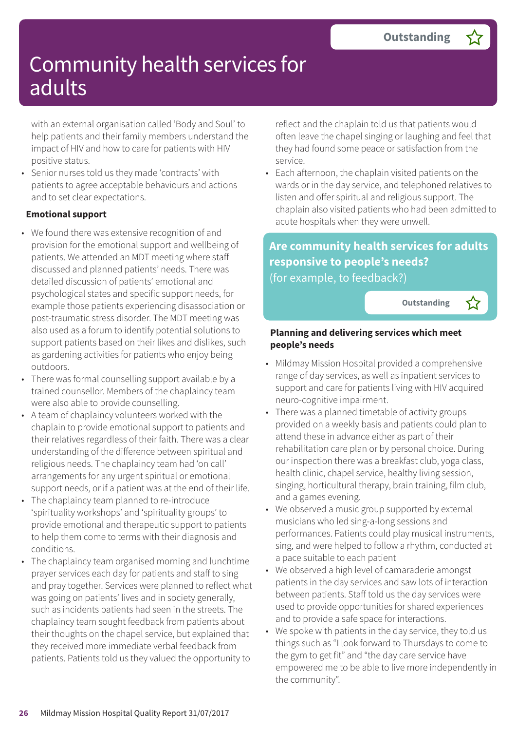# Community health services for adults

Outstanding ☆

with an external organisation called 'Body and Soul' to help patients and their family members understand the impact of HIV and how to care for patients with HIV positive status.

- Senior nurses told us they made 'contracts' with patients to agree acceptable behaviours and actions and to set clear expectations.

**Emotional support**

- We found there was extensive recognition of and provision for the emotional support and wellbeing of patients. We attended an MDT meeting where staff discussed and planned patients' needs. There was detailed discussion of patients' emotional and psychological states and specific support needs, for example those patients experiencing disassociation or post-traumatic stress disorder. The MDT meeting was also used as a forum to identify potential solutions to support patients based on their likes and dislikes, such as gardening activities for patients who enjoy being outdoors.
- There was formal counselling support available by a trained counsellor. Members of the chaplaincy team were also able to provide counselling.
- A team of chaplaincy volunteers worked with the chaplain to provide emotional support to patients and their relatives regardless of their faith. There was a clear understanding of the difference between spiritual and religious needs. The chaplaincy team had 'on call' arrangements for any urgent spiritual or emotional support needs, or if a patient was at the end of their life.
- The chaplaincy team planned to re-introduce 'spirituality workshops' and 'spirituality groups' to provide emotional and therapeutic support to patients to help them come to terms with their diagnosis and conditions.
- The chaplaincy team organised morning and lunchtime prayer services each day for patients and staff to sing and pray together. Services were planned to reflect what was going on patients' lives and in society generally, such as incidents patients had seen in the streets. The chaplaincy team sought feedback from patients about their thoughts on the chapel service, but explained that they received more immediate verbal feedback from patients. Patients told us they valued the opportunity to reflect and the chaplain told us that patients would often leave the chapel singing or laughing and feel that they had found some peace or satisfaction from the service.
- Each afternoon, the chaplain visited patients on the wards or in the day service, and telephoned relatives to listen and offer spiritual and religious support. The chaplain also visited patients who had been admitted to acute hospitals when they were unwell.

## Are community health services for adults responsive to people's needs?

(for example, to feedback?)

Outstanding ☆

**Planning and delivering services which meet people's needs**

- Mildmay Mission Hospital provided a comprehensive range of day services, as well as inpatient services to support and care for patients living with HIV acquired neuro-cognitive impairment.
- There was a planned timetable of activity groups provided on a weekly basis and patients could plan to attend these in advance either as part of their rehabilitation care plan or by personal choice. During our inspection there was a breakfast club, yoga class, health clinic, chapel service, healthy living session, singing, horticultural therapy, brain training, film club, and a games evening.
- We observed a music group supported by external musicians who led sing-a-long sessions and performances. Patients could play musical instruments, sing, and were helped to follow a rhythm, conducted at a pace suitable to each patient
- We observed a high level of camaraderie amongst patients in the day services and saw lots of interaction between patients. Staff told us the day services were used to provide opportunities for shared experiences and to provide a safe space for interactions.
- We spoke with patients in the day service, they told us things such as "I look forward to Thursdays to come to the gym to get fit" and "the day care service have empowered me to be able to live more independently in the community".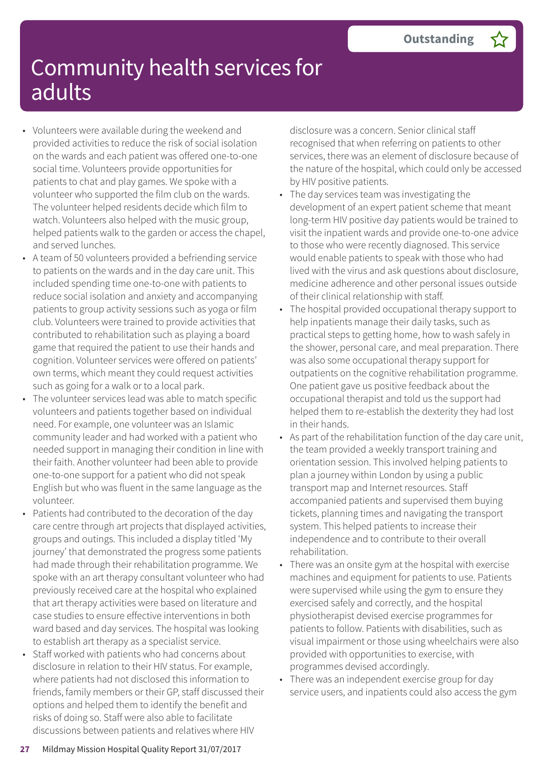# Community health services for adults

**Outstanding** ☆

- Volunteers were available during the weekend and provided activities to reduce the risk of social isolation on the wards and each patient was offered one-to-one social time. Volunteers provide opportunities for patients to chat and play games. We spoke with a volunteer who supported the film club on the wards. The volunteer helped residents decide which film to watch. Volunteers also helped with the music group, helped patients walk to the garden or access the chapel, and served lunches.
- A team of 50 volunteers provided a befriending service to patients on the wards and in the day care unit. This included spending time one-to-one with patients to reduce social isolation and anxiety and accompanying patients to group activity sessions such as yoga or film club. Volunteers were trained to provide activities that contributed to rehabilitation such as playing a board game that required the patient to use their hands and cognition. Volunteer services were offered on patients' own terms, which meant they could request activities such as going for a walk or to a local park.
- The volunteer services lead was able to match specific volunteers and patients together based on individual need. For example, one volunteer was an Islamic community leader and had worked with a patient who needed support in managing their condition in line with their faith. Another volunteer had been able to provide one-to-one support for a patient who did not speak English but who was fluent in the same language as the volunteer.
- Patients had contributed to the decoration of the day care centre through art projects that displayed activities, groups and outings. This included a display titled 'My journey' that demonstrated the progress some patients had made through their rehabilitation programme. We spoke with an art therapy consultant volunteer who had previously received care at the hospital who explained that art therapy activities were based on literature and case studies to ensure effective interventions in both ward based and day services. The hospital was looking to establish art therapy as a specialist service.
- Staff worked with patients who had concerns about disclosure in relation to their HIV status. For example, where patients had not disclosed this information to friends, family members or their GP, staff discussed their options and helped them to identify the benefit and risks of doing so. Staff were also able to facilitate discussions between patients and relatives where HIV disclosure was a concern. Senior clinical staff recognised that when referring on patients to other services, there was an element of disclosure because of the nature of the hospital, which could only be accessed by HIV positive patients.
- The day services team was investigating the development of an expert patient scheme that meant long-term HIV positive day patients would be trained to visit the inpatient wards and provide one-to-one advice to those who were recently diagnosed. This service would enable patients to speak with those who had lived with the virus and ask questions about disclosure, medicine adherence and other personal issues outside of their clinical relationship with staff.
- The hospital provided occupational therapy support to help inpatients manage their daily tasks, such as practical steps to getting home, how to wash safely in the shower, personal care, and meal preparation. There was also some occupational therapy support for outpatients on the cognitive rehabilitation programme. One patient gave us positive feedback about the occupational therapist and told us the support had helped them to re-establish the dexterity they had lost in their hands.
- As part of the rehabilitation function of the day care unit, the team provided a weekly transport training and orientation session. This involved helping patients to plan a journey within London by using a public transport map and Internet resources. Staff accompanied patients and supervised them buying tickets, planning times and navigating the transport system. This helped patients to increase their independence and to contribute to their overall rehabilitation.
- There was an onsite gym at the hospital with exercise machines and equipment for patients to use. Patients were supervised while using the gym to ensure they exercised safely and correctly, and the hospital physiotherapist devised exercise programmes for patients to follow. Patients with disabilities, such as visual impairment or those using wheelchairs were also provided with opportunities to exercise, with programmes devised accordingly.
- There was an independent exercise group for day service users, and inpatients could also access the gym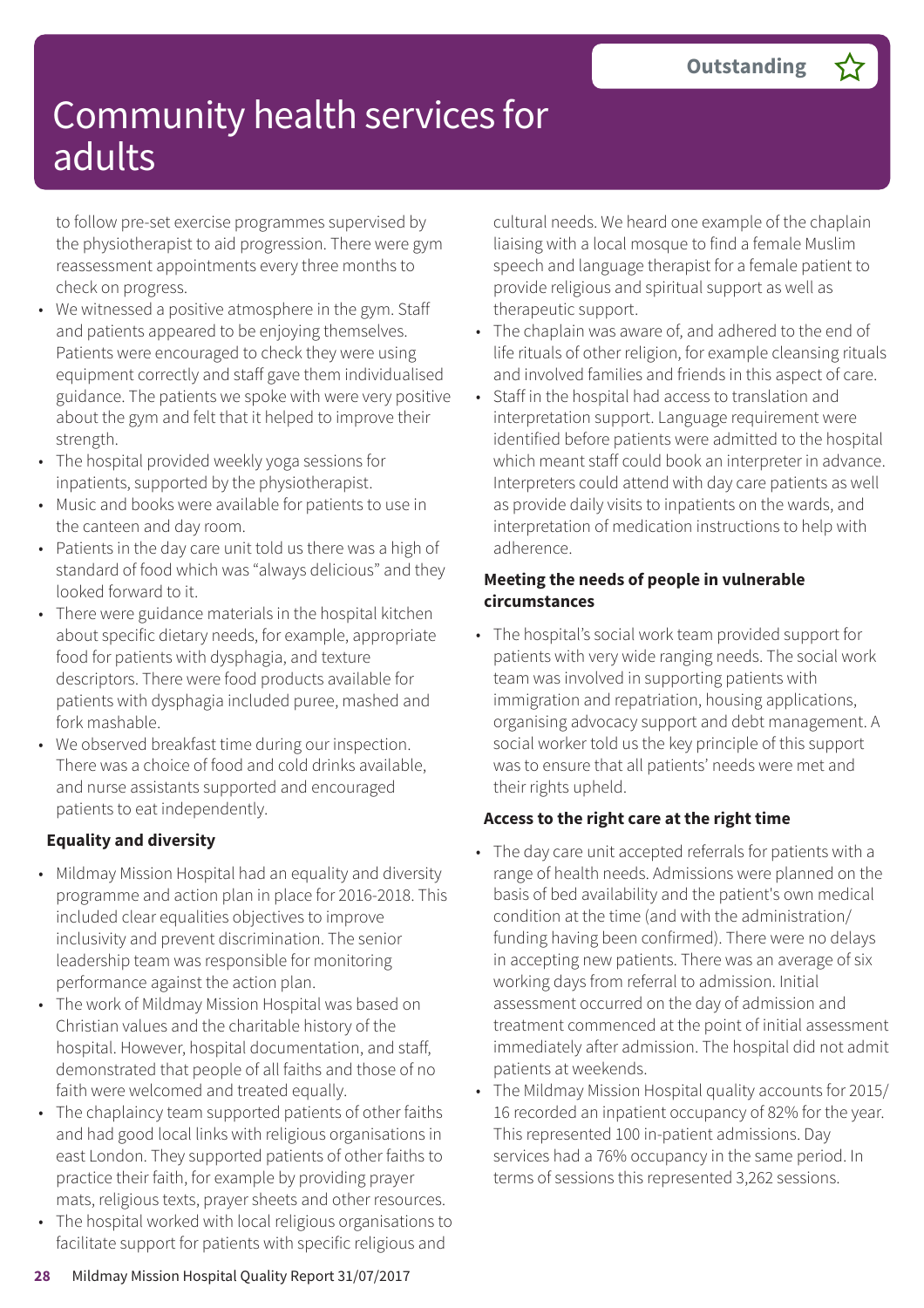Outstanding

# Community health services for adults

to follow pre-set exercise programmes supervised by the physiotherapist to aid progression. There were gym reassessment appointments every three months to check on progress.

- We witnessed a positive atmosphere in the gym. Staff and patients appeared to be enjoying themselves. Patients were encouraged to check they were using equipment correctly and staff gave them individualised guidance. The patients we spoke with were very positive about the gym and felt that it helped to improve their strength.
- The hospital provided weekly yoga sessions for inpatients, supported by the physiotherapist.
- Music and books were available for patients to use in the canteen and day room.
- Patients in the day care unit told us there was a high of standard of food which was "always delicious" and they looked forward to it.
- There were guidance materials in the hospital kitchen about specific dietary needs, for example, appropriate food for patients with dysphagia, and texture descriptors. There were food products available for patients with dysphagia included puree, mashed and fork mashable.
- We observed breakfast time during our inspection. There was a choice of food and cold drinks available, and nurse assistants supported and encouraged patients to eat independently.

**Equality and diversity**

- Mildmay Mission Hospital had an equality and diversity programme and action plan in place for 2016-2018. This included clear equalities objectives to improve inclusivity and prevent discrimination. The senior leadership team was responsible for monitoring performance against the action plan.
- The work of Mildmay Mission Hospital was based on Christian values and the charitable history of the hospital. However, hospital documentation, and staff, demonstrated that people of all faiths and those of no faith were welcomed and treated equally.
- The chaplaincy team supported patients of other faiths and had good local links with religious organisations in east London. They supported patients of other faiths to practice their faith, for example by providing prayer mats, religious texts, prayer sheets and other resources.
- The hospital worked with local religious organisations to facilitate support for patients with specific religious and cultural needs. We heard one example of the chaplain liaising with a local mosque to find a female Muslim speech and language therapist for a female patient to provide religious and spiritual support as well as therapeutic support.
- The chaplain was aware of, and adhered to the end of life rituals of other religion, for example cleansing rituals and involved families and friends in this aspect of care.
- Staff in the hospital had access to translation and interpretation support. Language requirement were identified before patients were admitted to the hospital which meant staff could book an interpreter in advance. Interpreters could attend with day care patients as well as provide daily visits to inpatients on the wards, and interpretation of medication instructions to help with adherence.

**Meeting the needs of people in vulnerable circumstances**

- The hospital's social work team provided support for patients with very wide ranging needs. The social work team was involved in supporting patients with immigration and repatriation, housing applications, organising advocacy support and debt management. A social worker told us the key principle of this support was to ensure that all patients' needs were met and their rights upheld.

**Access to the right care at the right time**

- The day care unit accepted referrals for patients with a range of health needs. Admissions were planned on the basis of bed availability and the patient's own medical condition at the time (and with the administration/funding having been confirmed). There were no delays in accepting new patients. There was an average of six working days from referral to admission. Initial assessment occurred on the day of admission and treatment commenced at the point of initial assessment immediately after admission. The hospital did not admit patients at weekends.
- The Mildmay Mission Hospital quality accounts for 2015/16 recorded an inpatient occupancy of 82% for the year. This represented 100 in-patient admissions. Day services had a 76% occupancy in the same period. In terms of sessions this represented 3,262 sessions.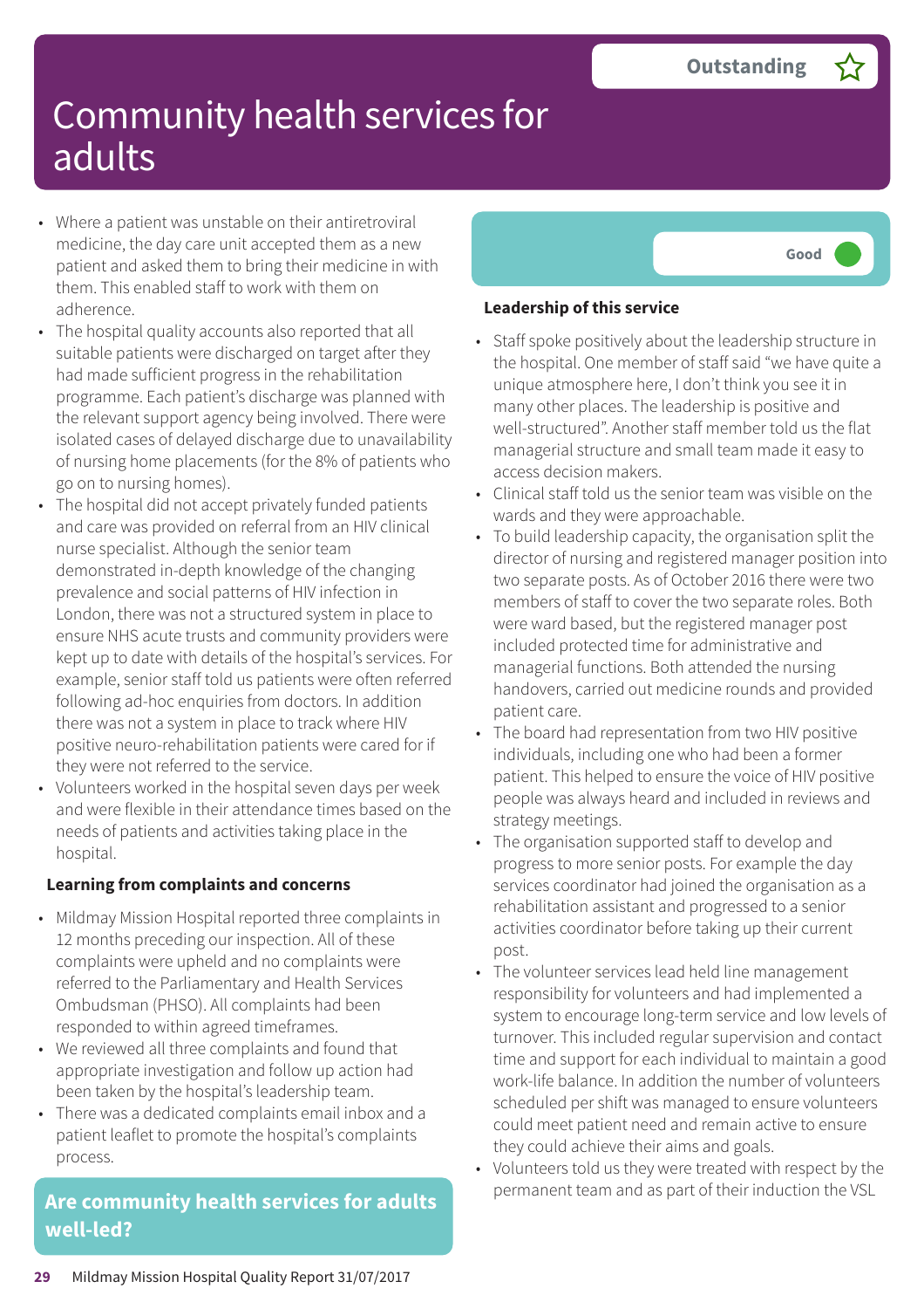# Community health services for adults

**Outstanding** ☆

- Where a patient was unstable on their antiretroviral medicine, the day care unit accepted them as a new patient and asked them to bring their medicine in with them. This enabled staff to work with them on adherence.
- The hospital quality accounts also reported that all suitable patients were discharged on target after they had made sufficient progress in the rehabilitation programme. Each patient's discharge was planned with the relevant support agency being involved. There were isolated cases of delayed discharge due to unavailability of nursing home placements (for the 8% of patients who go on to nursing homes).
- The hospital did not accept privately funded patients and care was provided on referral from an HIV clinical nurse specialist. Although the senior team demonstrated in-depth knowledge of the changing prevalence and social patterns of HIV infection in London, there was not a structured system in place to ensure NHS acute trusts and community providers were kept up to date with details of the hospital's services. For example, senior staff told us patients were often referred following ad-hoc enquiries from doctors. In addition there was not a system in place to track where HIV positive neuro-rehabilitation patients were cared for if they were not referred to the service.
- Volunteers worked in the hospital seven days per week and were flexible in their attendance times based on the needs of patients and activities taking place in the hospital.

**Learning from complaints and concerns**

- Mildmay Mission Hospital reported three complaints in 12 months preceding our inspection. All of these complaints were upheld and no complaints were referred to the Parliamentary and Health Services Ombudsman (PHSO). All complaints had been responded to within agreed timeframes.
- We reviewed all three complaints and found that appropriate investigation and follow up action had been taken by the hospital's leadership team.
- There was a dedicated complaints email inbox and a patient leaflet to promote the hospital's complaints process.

## Are community health services for adults well-led?

**Good**

**Leadership of this service**

- Staff spoke positively about the leadership structure in the hospital. One member of staff said "we have quite a unique atmosphere here, I don't think you see it in many other places. The leadership is positive and well-structured". Another staff member told us the flat managerial structure and small team made it easy to access decision makers.
- Clinical staff told us the senior team was visible on the wards and they were approachable.
- To build leadership capacity, the organisation split the director of nursing and registered manager position into two separate posts. As of October 2016 there were two members of staff to cover the two separate roles. Both were ward based, but the registered manager post included protected time for administrative and managerial functions. Both attended the nursing handovers, carried out medicine rounds and provided patient care.
- The board had representation from two HIV positive individuals, including one who had been a former patient. This helped to ensure the voice of HIV positive people was always heard and included in reviews and strategy meetings.
- The organisation supported staff to develop and progress to more senior posts. For example the day services coordinator had joined the organisation as a rehabilitation assistant and progressed to a senior activities coordinator before taking up their current post.
- The volunteer services lead held line management responsibility for volunteers and had implemented a system to encourage long-term service and low levels of turnover. This included regular supervision and contact time and support for each individual to maintain a good work-life balance. In addition the number of volunteers scheduled per shift was managed to ensure volunteers could meet patient need and remain active to ensure they could achieve their aims and goals.
- Volunteers told us they were treated with respect by the permanent team and as part of their induction the VSL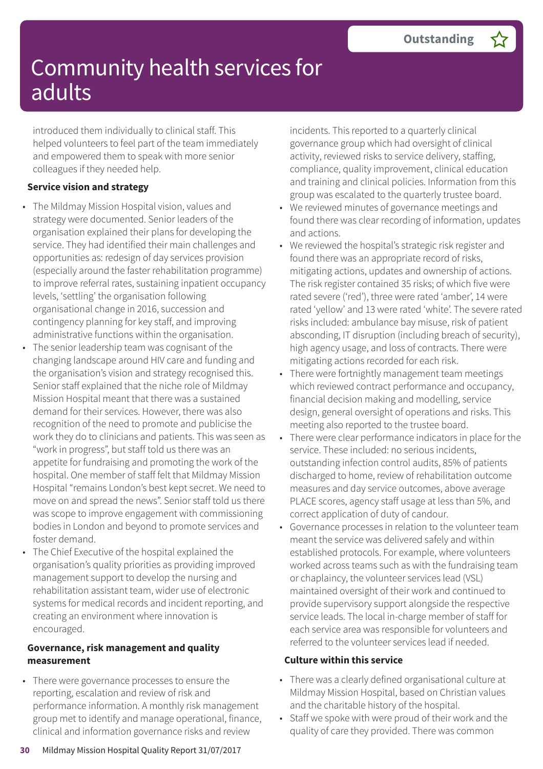# Community health services for adults

introduced them individually to clinical staff. This helped volunteers to feel part of the team immediately and empowered them to speak with more senior colleagues if they needed help.

**Service vision and strategy**

- The Mildmay Mission Hospital vision, values and strategy were documented. Senior leaders of the organisation explained their plans for developing the service. They had identified their main challenges and opportunities as: redesign of day services provision (especially around the faster rehabilitation programme) to improve referral rates, sustaining inpatient occupancy levels, 'settling' the organisation following organisational change in 2016, succession and contingency planning for key staff, and improving administrative functions within the organisation.
- The senior leadership team was cognisant of the changing landscape around HIV care and funding and the organisation's vision and strategy recognised this. Senior staff explained that the niche role of Mildmay Mission Hospital meant that there was a sustained demand for their services. However, there was also recognition of the need to promote and publicise the work they do to clinicians and patients. This was seen as "work in progress", but staff told us there was an appetite for fundraising and promoting the work of the hospital. One member of staff felt that Mildmay Mission Hospital "remains London's best kept secret. We need to move on and spread the news". Senior staff told us there was scope to improve engagement with commissioning bodies in London and beyond to promote services and foster demand.
- The Chief Executive of the hospital explained the organisation's quality priorities as providing improved management support to develop the nursing and rehabilitation assistant team, wider use of electronic systems for medical records and incident reporting, and creating an environment where innovation is encouraged.

**Governance, risk management and quality measurement**

- There were governance processes to ensure the reporting, escalation and review of risk and performance information. A monthly risk management group met to identify and manage operational, finance, clinical and information governance risks and review incidents. This reported to a quarterly clinical governance group which had oversight of clinical activity, reviewed risks to service delivery, staffing, compliance, quality improvement, clinical education and training and clinical policies. Information from this group was escalated to the quarterly trustee board.
- We reviewed minutes of governance meetings and found there was clear recording of information, updates and actions.
- We reviewed the hospital's strategic risk register and found there was an appropriate record of risks, mitigating actions, updates and ownership of actions. The risk register contained 35 risks; of which five were rated severe ('red'), three were rated 'amber', 14 were rated 'yellow' and 13 were rated 'white'. The severe rated risks included: ambulance bay misuse, risk of patient absconding, IT disruption (including breach of security), high agency usage, and loss of contracts. There were mitigating actions recorded for each risk.
- There were fortnightly management team meetings which reviewed contract performance and occupancy, financial decision making and modelling, service design, general oversight of operations and risks. This meeting also reported to the trustee board.
- There were clear performance indicators in place for the service. These included: no serious incidents, outstanding infection control audits, 85% of patients discharged to home, review of rehabilitation outcome measures and day service outcomes, above average PLACE scores, agency staff usage at less than 5%, and correct application of duty of candour.
- Governance processes in relation to the volunteer team meant the service was delivered safely and within established protocols. For example, where volunteers worked across teams such as with the fundraising team or chaplaincy, the volunteer services lead (VSL) maintained oversight of their work and continued to provide supervisory support alongside the respective service leads. The local in-charge member of staff for each service area was responsible for volunteers and referred to the volunteer services lead if needed.

**Culture within this service**

- There was a clearly defined organisational culture at Mildmay Mission Hospital, based on Christian values and the charitable history of the hospital.
- Staff we spoke with were proud of their work and the quality of care they provided. There was common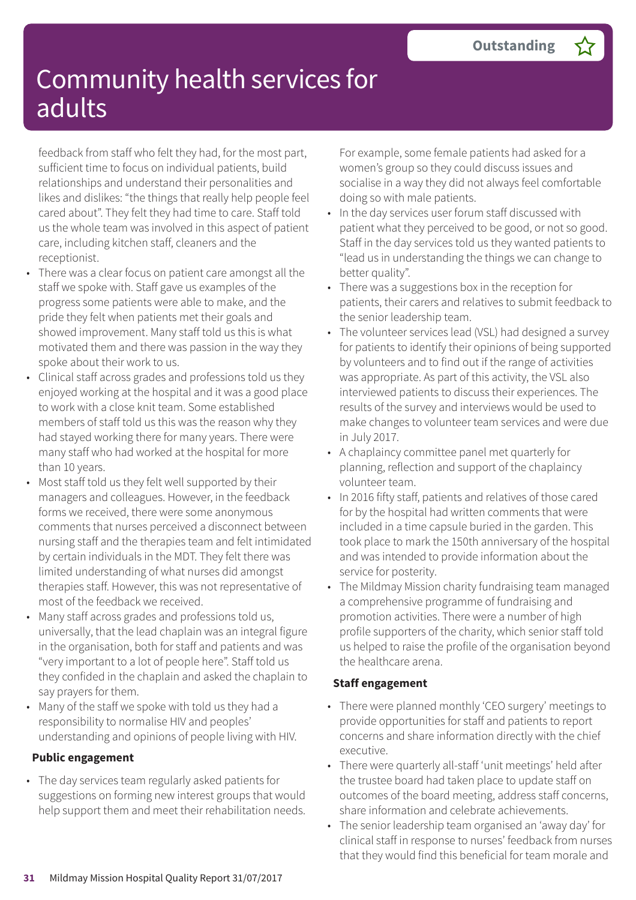# Community health services for adults

**Outstanding** ☆

feedback from staff who felt they had, for the most part, sufficient time to focus on individual patients, build relationships and understand their personalities and likes and dislikes: "the things that really help people feel cared about". They felt they had time to care. Staff told us the whole team was involved in this aspect of patient care, including kitchen staff, cleaners and the receptionist.

- There was a clear focus on patient care amongst all the staff we spoke with. Staff gave us examples of the progress some patients were able to make, and the pride they felt when patients met their goals and showed improvement. Many staff told us this is what motivated them and there was passion in the way they spoke about their work to us.
- Clinical staff across grades and professions told us they enjoyed working at the hospital and it was a good place to work with a close knit team. Some established members of staff told us this was the reason why they had stayed working there for many years. There were many staff who had worked at the hospital for more than 10 years.
- Most staff told us they felt well supported by their managers and colleagues. However, in the feedback forms we received, there were some anonymous comments that nurses perceived a disconnect between nursing staff and the therapies team and felt intimidated by certain individuals in the MDT. They felt there was limited understanding of what nurses did amongst therapies staff. However, this was not representative of most of the feedback we received.
- Many staff across grades and professions told us, universally, that the lead chaplain was an integral figure in the organisation, both for staff and patients and was "very important to a lot of people here". Staff told us they confided in the chaplain and asked the chaplain to say prayers for them.
- Many of the staff we spoke with told us they had a responsibility to normalise HIV and peoples' understanding and opinions of people living with HIV.

**Public engagement**

- The day services team regularly asked patients for suggestions on forming new interest groups that would help support them and meet their rehabilitation needs. For example, some female patients had asked for a women's group so they could discuss issues and socialise in a way they did not always feel comfortable doing so with male patients.
- In the day services user forum staff discussed with patient what they perceived to be good, or not so good. Staff in the day services told us they wanted patients to "lead us in understanding the things we can change to better quality".
- There was a suggestions box in the reception for patients, their carers and relatives to submit feedback to the senior leadership team.
- The volunteer services lead (VSL) had designed a survey for patients to identify their opinions of being supported by volunteers and to find out if the range of activities was appropriate. As part of this activity, the VSL also interviewed patients to discuss their experiences. The results of the survey and interviews would be used to make changes to volunteer team services and were due in July 2017.
- A chaplaincy committee panel met quarterly for planning, reflection and support of the chaplaincy volunteer team.
- In 2016 fifty staff, patients and relatives of those cared for by the hospital had written comments that were included in a time capsule buried in the garden. This took place to mark the 150th anniversary of the hospital and was intended to provide information about the service for posterity.
- The Mildmay Mission charity fundraising team managed a comprehensive programme of fundraising and promotion activities. There were a number of high profile supporters of the charity, which senior staff told us helped to raise the profile of the organisation beyond the healthcare arena.

**Staff engagement**

- There were planned monthly 'CEO surgery' meetings to provide opportunities for staff and patients to report concerns and share information directly with the chief executive.
- There were quarterly all-staff 'unit meetings' held after the trustee board had taken place to update staff on outcomes of the board meeting, address staff concerns, share information and celebrate achievements.
- The senior leadership team organised an 'away day' for clinical staff in response to nurses' feedback from nurses that they would find this beneficial for team morale and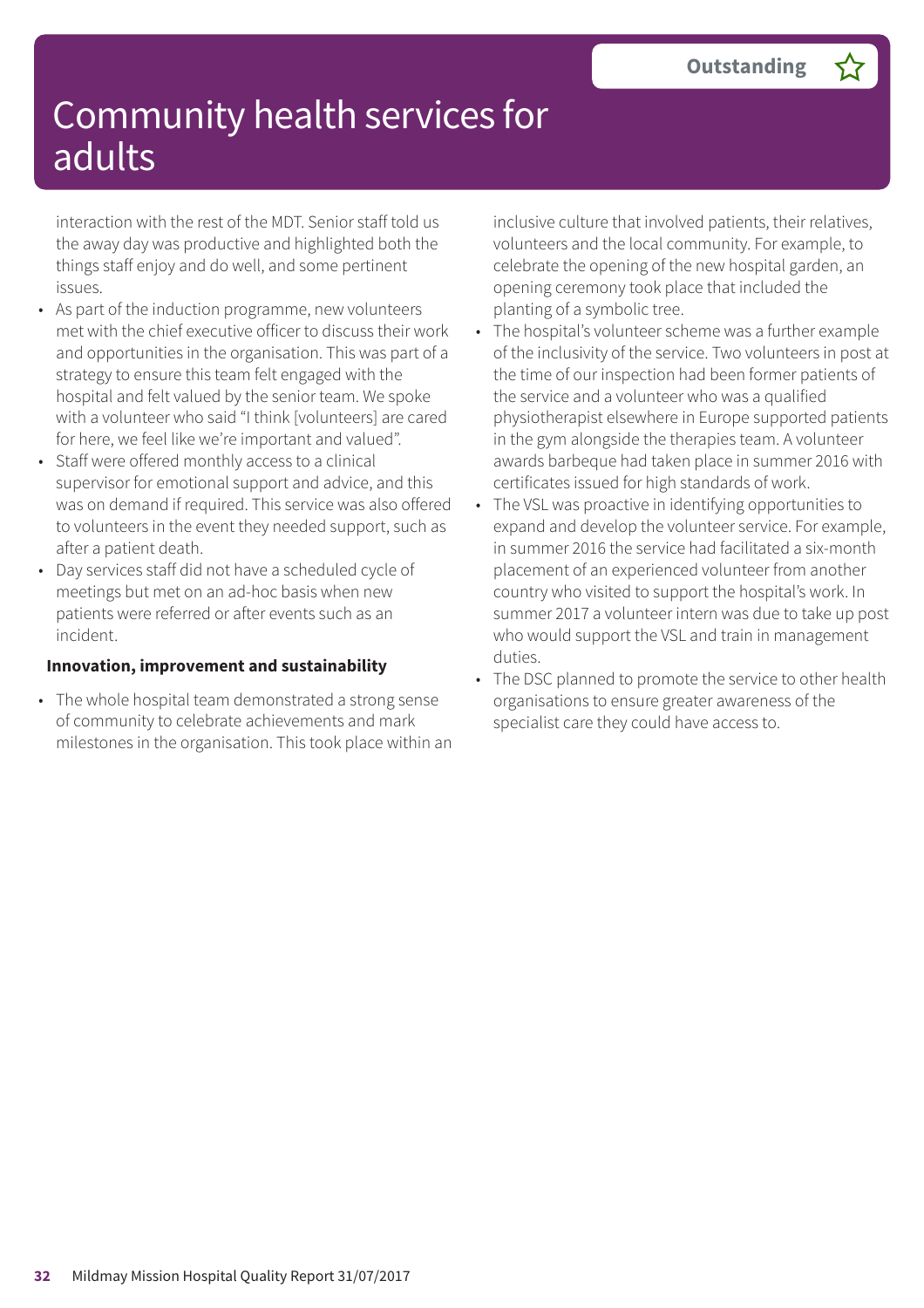# Community health services for adults

**Outstanding** ☆

interaction with the rest of the MDT. Senior staff told us the away day was productive and highlighted both the things staff enjoy and do well, and some pertinent issues.

- As part of the induction programme, new volunteers met with the chief executive officer to discuss their work and opportunities in the organisation. This was part of a strategy to ensure this team felt engaged with the hospital and felt valued by the senior team. We spoke with a volunteer who said "I think [volunteers] are cared for here, we feel like we're important and valued".
- Staff were offered monthly access to a clinical supervisor for emotional support and advice, and this was on demand if required. This service was also offered to volunteers in the event they needed support, such as after a patient death.
- Day services staff did not have a scheduled cycle of meetings but met on an ad-hoc basis when new patients were referred or after events such as an incident.

**Innovation, improvement and sustainability**

- The whole hospital team demonstrated a strong sense of community to celebrate achievements and mark milestones in the organisation. This took place within an inclusive culture that involved patients, their relatives, volunteers and the local community. For example, to celebrate the opening of the new hospital garden, an opening ceremony took place that included the planting of a symbolic tree.
- The hospital's volunteer scheme was a further example of the inclusivity of the service. Two volunteers in post at the time of our inspection had been former patients of the service and a volunteer who was a qualified physiotherapist elsewhere in Europe supported patients in the gym alongside the therapies team. A volunteer awards barbeque had taken place in summer 2016 with certificates issued for high standards of work.
- The VSL was proactive in identifying opportunities to expand and develop the volunteer service. For example, in summer 2016 the service had facilitated a six-month placement of an experienced volunteer from another country who visited to support the hospital's work. In summer 2017 a volunteer intern was due to take up post who would support the VSL and train in management duties.
- The DSC planned to promote the service to other health organisations to ensure greater awareness of the specialist care they could have access to.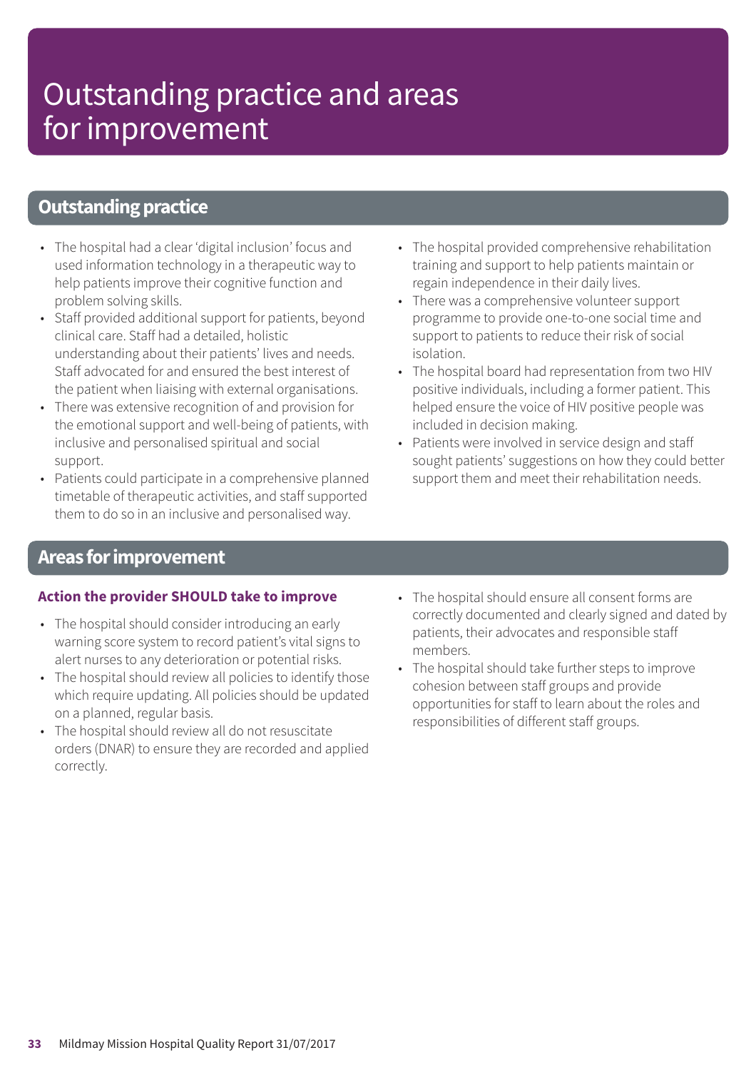# Outstanding practice and areas for improvement

## Outstanding practice

- The hospital had a clear 'digital inclusion' focus and used information technology in a therapeutic way to help patients improve their cognitive function and problem solving skills.
- Staff provided additional support for patients, beyond clinical care. Staff had a detailed, holistic understanding about their patients' lives and needs. Staff advocated for and ensured the best interest of the patient when liaising with external organisations.
- There was extensive recognition of and provision for the emotional support and well-being of patients, with inclusive and personalised spiritual and social support.
- Patients could participate in a comprehensive planned timetable of therapeutic activities, and staff supported them to do so in an inclusive and personalised way.
- The hospital provided comprehensive rehabilitation training and support to help patients maintain or regain independence in their daily lives.
- There was a comprehensive volunteer support programme to provide one-to-one social time and support to patients to reduce their risk of social isolation.
- The hospital board had representation from two HIV positive individuals, including a former patient. This helped ensure the voice of HIV positive people was included in decision making.
- Patients were involved in service design and staff sought patients' suggestions on how they could better support them and meet their rehabilitation needs.

## Areas for improvement

### Action the provider SHOULD take to improve

- The hospital should consider introducing an early warning score system to record patient's vital signs to alert nurses to any deterioration or potential risks.
- The hospital should review all policies to identify those which require updating. All policies should be updated on a planned, regular basis.
- The hospital should review all do not resuscitate orders (DNAR) to ensure they are recorded and applied correctly.
- The hospital should ensure all consent forms are correctly documented and clearly signed and dated by patients, their advocates and responsible staff members.
- The hospital should take further steps to improve cohesion between staff groups and provide opportunities for staff to learn about the roles and responsibilities of different staff groups.